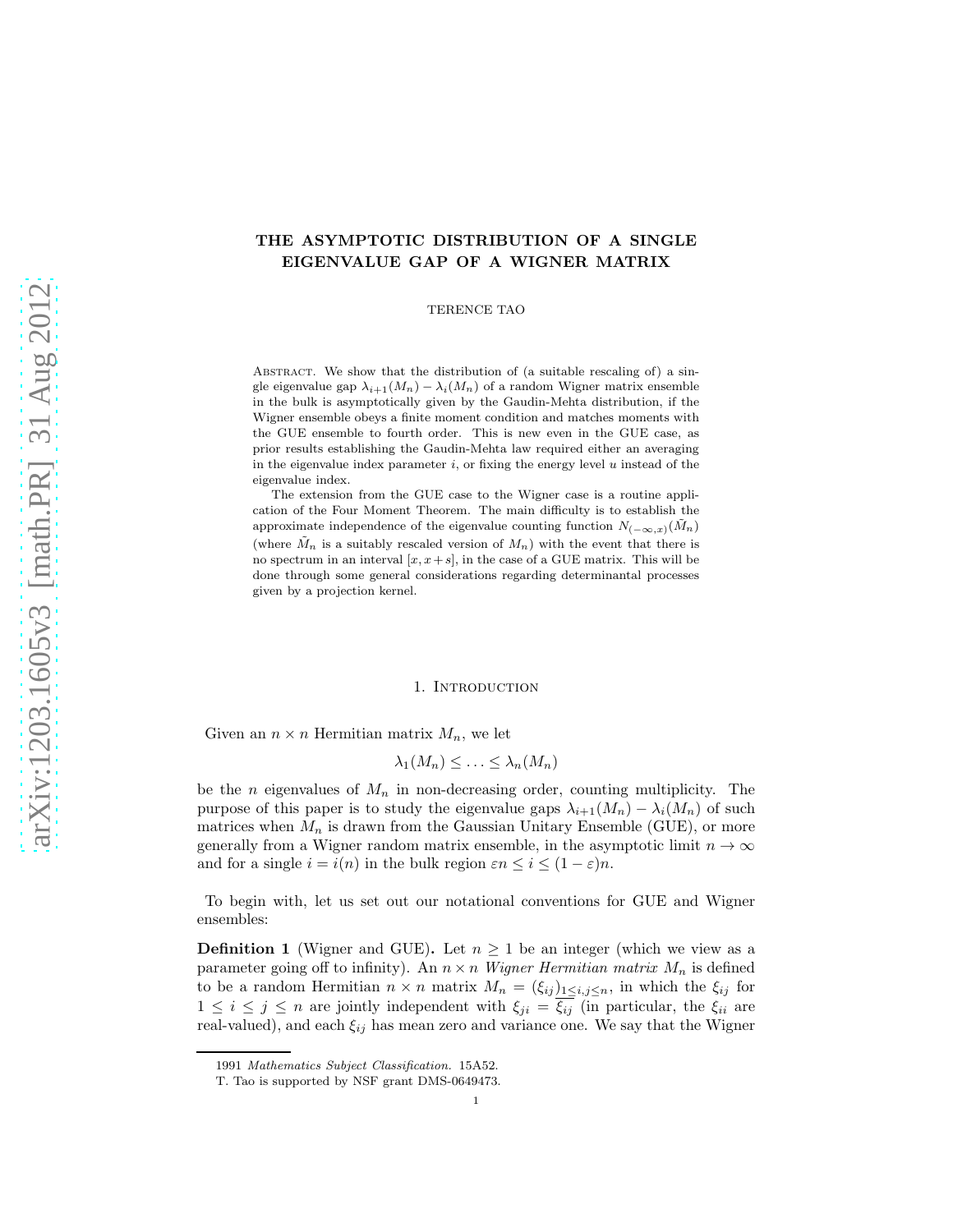# THE ASYMPTOTIC DISTRIBUTION OF A SINGLE EIGENVALUE GAP OF A WIGNER MATRIX

TERENCE TAO

Abstract. We show that the distribution of (a suitable rescaling of) a single eigenvalue gap $\lambda_{i+1}(M_n) - \lambda_i(M_n)$ of a random Wigner matrix ensemble in the bulk is asymptotically given by the Gaudin-Mehta distribution, if the Wigner ensemble obeys a finite moment condition and matches moments with the GUE ensemble to fourth order. This is new even in the GUE case, as prior results establishing the Gaudin-Mehta law required either an averaging in the eigenvalue index parameter $i$, or fixing the energy level $u$ instead of the eigenvalue index.

The extension from the GUE case to the Wigner case is a routine application of the Four Moment Theorem. The main difficulty is to establish the approximate independence of the eigenvalue counting function $N_{(-\infty,x)}(\tilde{M}_n)$ (where $\tilde{M}_n$ is a suitably rescaled version of $M_n$) with the event that there is no spectrum in an interval $[x, x+s]$, in the case of a GUE matrix. This will be done through some general considerations regarding determinantal processes given by a projection kernel.

## 1. Introduction

Given an $n \times n$ Hermitian matrix $M_n$, we let

$$\lambda_1(M_n) \leq \ldots \leq \lambda_n(M_n)$$

be the $n$ eigenvalues of $M_n$ in non-decreasing order, counting multiplicity. The purpose of this paper is to study the eigenvalue gaps $\lambda_{i+1}(M_n) - \lambda_i(M_n)$ of such matrices when $M_n$ is drawn from the Gaussian Unitary Ensemble (GUE), or more generally from a Wigner random matrix ensemble, in the asymptotic limit $n \to \infty$ and for a single $i = i(n)$ in the bulk region $\varepsilon n \leq i \leq (1-\varepsilon)n$.

To begin with, let us set out our notational conventions for GUE and Wigner ensembles:

**Definition 1** (Wigner and GUE). Let $n \geq 1$ be an integer (which we view as a parameter going off to infinity). An $n \times n$ *Wigner Hermitian matrix* $M_n$ is defined to be a random Hermitian $n \times n$ matrix $M_n = (\xi_{ij})_{1 \leq i,j \leq n}$, in which the $\xi_{ij}$ for $1 \leq i \leq j \leq n$ are jointly independent with $\xi_{ji} = \overline{\xi_{ij}}$ (in particular, the $\xi_{ii}$ are real-valued), and each $\xi_{ij}$ has mean zero and variance one. We say that the Wigner

1991 *Mathematics Subject Classification.* 15A52.

T. Tao is supported by NSF grant DMS-0649473.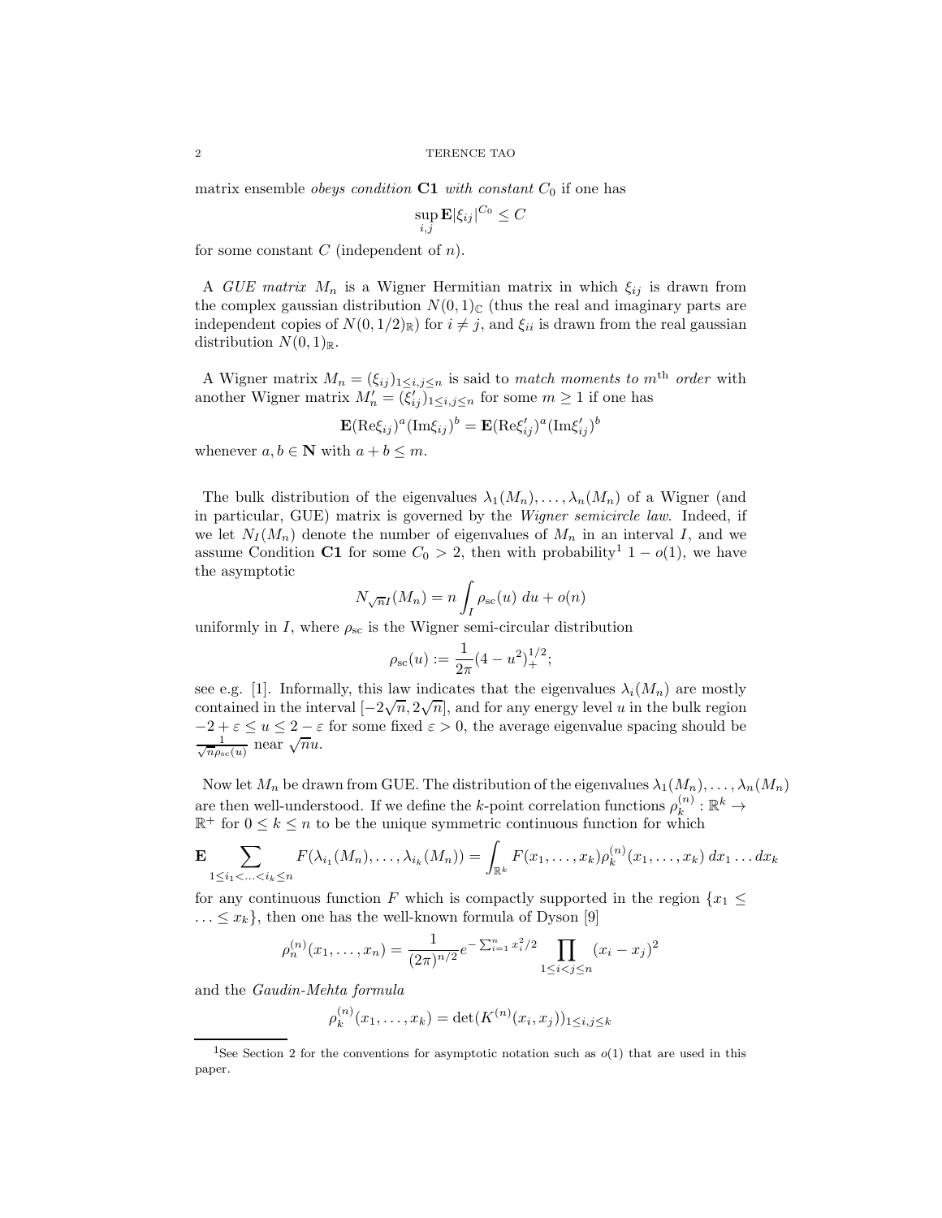matrix ensemble *obeys condition* **C1** *with constant* $C_0$ if one has

$$\sup_{i,j} \mathbf{E}|\xi_{ij}|^{C_0} \leq C$$

for some constant $C$ (independent of $n$).

A *GUE matrix* $M_n$ is a Wigner Hermitian matrix in which $\xi_{ij}$ is drawn from the complex gaussian distribution $N(0,1)_{\mathbb{C}}$ (thus the real and imaginary parts are independent copies of $N(0,1/2)_{\mathbb{R}}$) for $i \neq j$, and $\xi_{ii}$ is drawn from the real gaussian distribution $N(0,1)_{\mathbb{R}}$.

A Wigner matrix $M_n = (\xi_{ij})_{1 \leq i,j \leq n}$ is said to *match moments to* $m^{\text{th}}$ *order* with another Wigner matrix $M_n' = (\xi_{ij}')_{1 \leq i,j \leq n}$ for some $m \geq 1$ if one has

$$\mathbf{E}(\mathrm{Re}\xi_{ij})^a (\mathrm{Im}\xi_{ij})^b = \mathbf{E}(\mathrm{Re}\xi_{ij}')^a (\mathrm{Im}\xi_{ij}')^b$$

whenever $a, b \in \mathbf{N}$ with $a + b \leq m$.

The bulk distribution of the eigenvalues $\lambda_1(M_n), \ldots, \lambda_n(M_n)$ of a Wigner (and in particular, GUE) matrix is governed by the *Wigner semicircle law*. Indeed, if we let $N_I(M_n)$ denote the number of eigenvalues of $M_n$ in an interval $I$, and we assume Condition **C1** for some $C_0 > 2$, then with probability[1] $1 - o(1)$, we have the asymptotic

$$N_{\sqrt{n}I}(M_n) = n \int_I \rho_{\mathrm{sc}}(u)\, du + o(n)$$

uniformly in $I$, where $\rho_{\mathrm{sc}}$ is the Wigner semi-circular distribution

$$\rho_{\mathrm{sc}}(u) := \frac{1}{2\pi}(4 - u^2)_+^{1/2};$$

see e.g. [1]. Informally, this law indicates that the eigenvalues $\lambda_i(M_n)$ are mostly contained in the interval $[-2\sqrt{n}, 2\sqrt{n}]$, and for any energy level $u$ in the bulk region $-2 + \varepsilon \leq u \leq 2 - \varepsilon$ for some fixed $\varepsilon > 0$, the average eigenvalue spacing should be $\frac{1}{\sqrt{n}\rho_{\mathrm{sc}}(u)}$ near $\sqrt{n}u$.

Now let $M_n$ be drawn from GUE. The distribution of the eigenvalues $\lambda_1(M_n), \ldots, \lambda_n(M_n)$ are then well-understood. If we define the $k$-point correlation functions $\rho_k^{(n)} : \mathbb{R}^k \to \mathbb{R}^+$ for $0 \leq k \leq n$ to be the unique symmetric continuous function for which

$$\mathbf{E} \sum_{1 \leq i_1 < \ldots < i_k \leq n} F(\lambda_{i_1}(M_n), \ldots, \lambda_{i_k}(M_n)) = \int_{\mathbb{R}^k} F(x_1, \ldots, x_k) \rho_k^{(n)}(x_1, \ldots, x_k)\, dx_1 \ldots dx_k$$

for any continuous function $F$ which is compactly supported in the region $\{x_1 \leq \ldots \leq x_k\}$, then one has the well-known formula of Dyson [9]

$$\rho_n^{(n)}(x_1, \ldots, x_n) = \frac{1}{(2\pi)^{n/2}} e^{-\sum_{i=1}^n x_i^2/2} \prod_{1 \leq i < j \leq n} (x_i - x_j)^2$$

and the *Gaudin-Mehta formula*

$$\rho_k^{(n)}(x_1, \ldots, x_k) = \det(K^{(n)}(x_i, x_j))_{1 \leq i,j \leq k}$$

[1] See Section 2 for the conventions for asymptotic notation such as $o(1)$ that are used in this paper.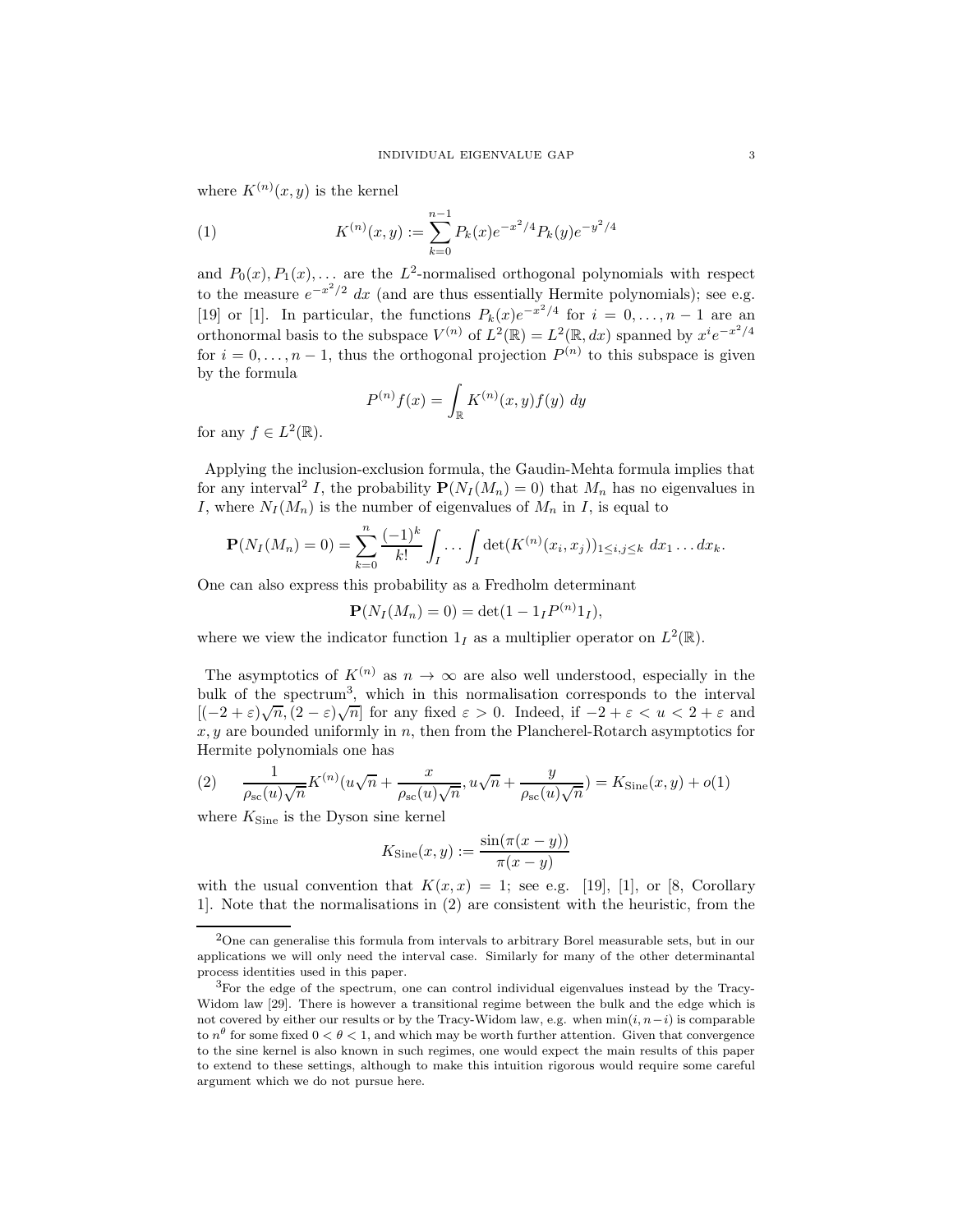where $K^{(n)}(x,y)$ is the kernel

$$K^{(n)}(x,y) := \sum_{k=0}^{n-1} P_k(x)e^{-x^2/4}P_k(y)e^{-y^2/4} \tag{1}$$

and $P_0(x), P_1(x), \ldots$ are the $L^2$-normalised orthogonal polynomials with respect to the measure $e^{-x^2/2}\ dx$ (and are thus essentially Hermite polynomials); see e.g. [19] or [1]. In particular, the functions $P_k(x)e^{-x^2/4}$ for $i = 0, \ldots, n-1$ are an orthonormal basis to the subspace $V^{(n)}$ of $L^2(\mathbb{R}) = L^2(\mathbb{R}, dx)$ spanned by $x^i e^{-x^2/4}$ for $i = 0, \ldots, n-1$, thus the orthogonal projection $P^{(n)}$ to this subspace is given by the formula

$$P^{(n)}f(x) = \int_{\mathbb{R}} K^{(n)}(x,y)f(y)\ dy$$

for any $f \in L^2(\mathbb{R})$.

Applying the inclusion-exclusion formula, the Gaudin-Mehta formula implies that for any interval[2] $I$, the probability $\mathbf{P}(N_I(M_n) = 0)$ that $M_n$ has no eigenvalues in $I$, where $N_I(M_n)$ is the number of eigenvalues of $M_n$ in $I$, is equal to

$$\mathbf{P}(N_I(M_n) = 0) = \sum_{k=0}^{n} \frac{(-1)^k}{k!} \int_I \ldots \int_I \det(K^{(n)}(x_i, x_j))_{1 \leq i,j \leq k}\ dx_1 \ldots dx_k.$$

One can also express this probability as a Fredholm determinant

$$\mathbf{P}(N_I(M_n) = 0) = \det(1 - 1_I P^{(n)} 1_I),$$

where we view the indicator function $1_I$ as a multiplier operator on $L^2(\mathbb{R})$.

The asymptotics of $K^{(n)}$ as $n \to \infty$ are also well understood, especially in the bulk of the spectrum[3], which in this normalisation corresponds to the interval $[(-2+\varepsilon)\sqrt{n}, (2-\varepsilon)\sqrt{n}]$ for any fixed $\varepsilon > 0$. Indeed, if $-2+\varepsilon < u < 2+\varepsilon$ and $x, y$ are bounded uniformly in $n$, then from the Plancherel-Rotarch asymptotics for Hermite polynomials one has

$$\frac{1}{\rho_{\mathrm{sc}}(u)\sqrt{n}} K^{(n)}\left(u\sqrt{n} + \frac{x}{\rho_{\mathrm{sc}}(u)\sqrt{n}}, u\sqrt{n} + \frac{y}{\rho_{\mathrm{sc}}(u)\sqrt{n}}\right) = K_{\mathrm{Sine}}(x,y) + o(1) \tag{2}$$

where $K_{\mathrm{Sine}}$ is the Dyson sine kernel

$$K_{\mathrm{Sine}}(x,y) := \frac{\sin(\pi(x-y))}{\pi(x-y)}$$

with the usual convention that $K(x,x) = 1$; see e.g. [19], [1], or [8, Corollary 1]. Note that the normalisations in (2) are consistent with the heuristic, from the

---

[2] One can generalise this formula from intervals to arbitrary Borel measurable sets, but in our applications we will only need the interval case. Similarly for many of the other determinantal process identities used in this paper.

[3] For the edge of the spectrum, one can control individual eigenvalues instead by the Tracy-Widom law [29]. There is however a transitional regime between the bulk and the edge which is not covered by either our results or by the Tracy-Widom law, e.g. when $\min(i, n-i)$ is comparable to $n^\theta$ for some fixed $0 < \theta < 1$, and which may be worth further attention. Given that convergence to the sine kernel is also known in such regimes, one would expect the main results of this paper to extend to these settings, although to make this intuition rigorous would require some careful argument which we do not pursue here.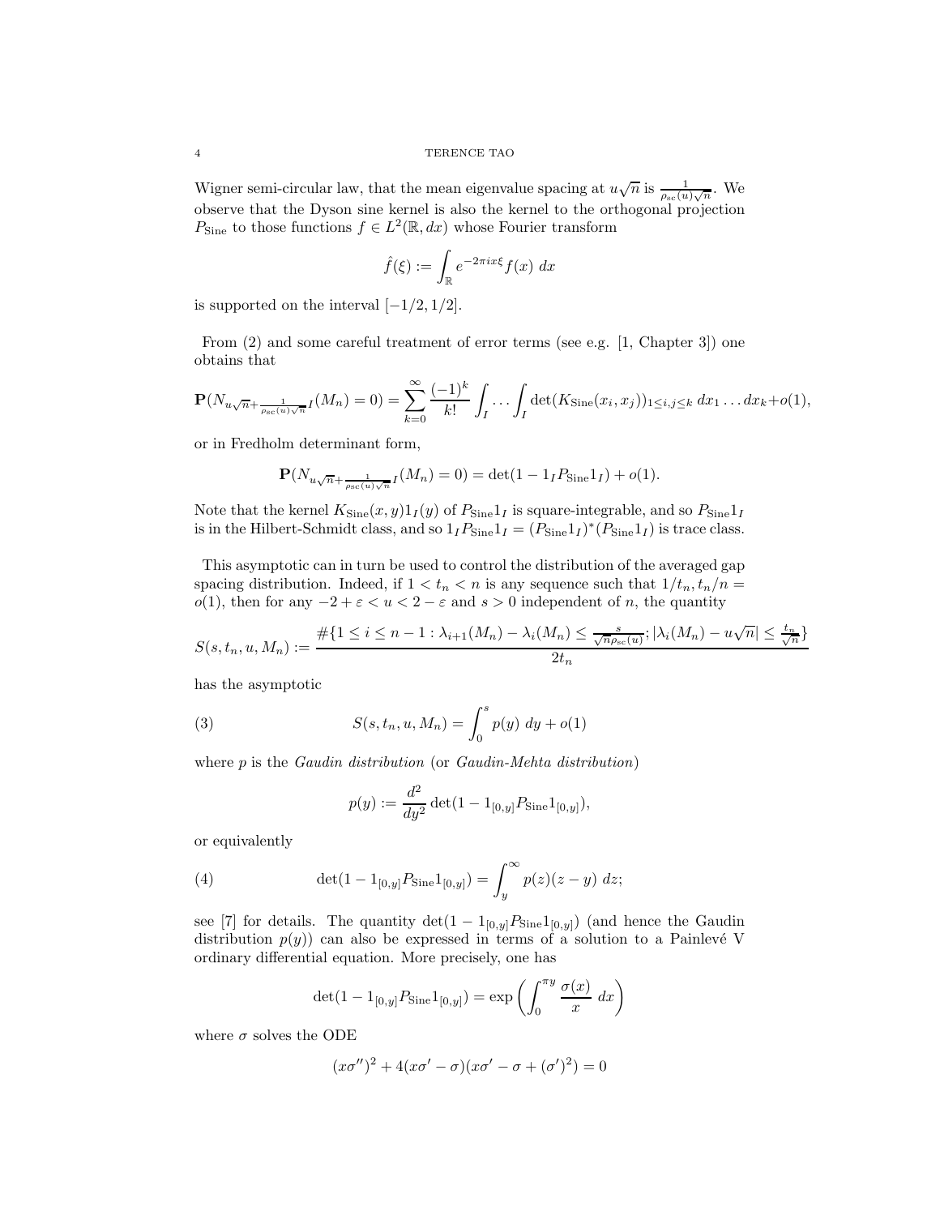Wigner semi-circular law, that the mean eigenvalue spacing at $u\sqrt{n}$ is $\frac{1}{\rho_{\rm sc}(u)\sqrt{n}}$. We observe that the Dyson sine kernel is also the kernel to the orthogonal projection $P_{\rm Sine}$ to those functions $f \in L^2(\mathbb{R}, dx)$ whose Fourier transform

$$\hat{f}(\xi) := \int_{\mathbb{R}} e^{-2\pi i x \xi} f(x)\ dx$$

is supported on the interval $[-1/2, 1/2]$.

From (2) and some careful treatment of error terms (see e.g. [1, Chapter 3]) one obtains that

$$\mathbf{P}(N_{u\sqrt{n}+\frac{1}{\rho_{\rm sc}(u)\sqrt{n}}I}(M_n) = 0) = \sum_{k=0}^\infty \frac{(-1)^k}{k!} \int_I \ldots \int_I \det(K_{\rm Sine}(x_i, x_j))_{1 \leq i,j \leq k}\ dx_1 \ldots dx_k + o(1),$$

or in Fredholm determinant form,

$$\mathbf{P}(N_{u\sqrt{n}+\frac{1}{\rho_{\rm sc}(u)\sqrt{n}}I}(M_n) = 0) = \det(1 - 1_I P_{\rm Sine} 1_I) + o(1).$$

Note that the kernel $K_{\rm Sine}(x,y)1_I(y)$ of $P_{\rm Sine}1_I$ is square-integrable, and so $P_{\rm Sine}1_I$ is in the Hilbert-Schmidt class, and so $1_I P_{\rm Sine} 1_I = (P_{\rm Sine}1_I)^*(P_{\rm Sine}1_I)$ is trace class.

This asymptotic can in turn be used to control the distribution of the averaged gap spacing distribution. Indeed, if $1 < t_n < n$ is any sequence such that $1/t_n, t_n/n = o(1)$, then for any $-2 + \varepsilon < u < 2 - \varepsilon$ and $s > 0$ independent of $n$, the quantity

$$S(s, t_n, u, M_n) := \frac{\#\{1 \leq i \leq n-1 : \lambda_{i+1}(M_n) - \lambda_i(M_n) \leq \frac{s}{\sqrt{n}\rho_{\rm sc}(u)}; |\lambda_i(M_n) - u\sqrt{n}| \leq \frac{t_n}{\sqrt{n}}\}}{2t_n}$$

has the asymptotic

$$S(s, t_n, u, M_n) = \int_0^s p(y)\ dy + o(1) \tag{3}$$

where $p$ is the *Gaudin distribution* (or *Gaudin-Mehta distribution*)

$$p(y) := \frac{d^2}{dy^2} \det(1 - 1_{[0,y]} P_{\rm Sine} 1_{[0,y]}),$$

or equivalently

$$\det(1 - 1_{[0,y]} P_{\rm Sine} 1_{[0,y]}) = \int_y^\infty p(z)(z - y)\ dz; \tag{4}$$

see [7] for details. The quantity $\det(1 - 1_{[0,y]} P_{\rm Sine} 1_{[0,y]})$ (and hence the Gaudin distribution $p(y)$) can also be expressed in terms of a solution to a Painlevé V ordinary differential equation. More precisely, one has

$$\det(1 - 1_{[0,y]} P_{\rm Sine} 1_{[0,y]}) = \exp\left( \int_0^{\pi y} \frac{\sigma(x)}{x}\ dx \right)$$

where $\sigma$ solves the ODE

$$(x\sigma'')^2 + 4(x\sigma' - \sigma)(x\sigma' - \sigma + (\sigma')^2) = 0$$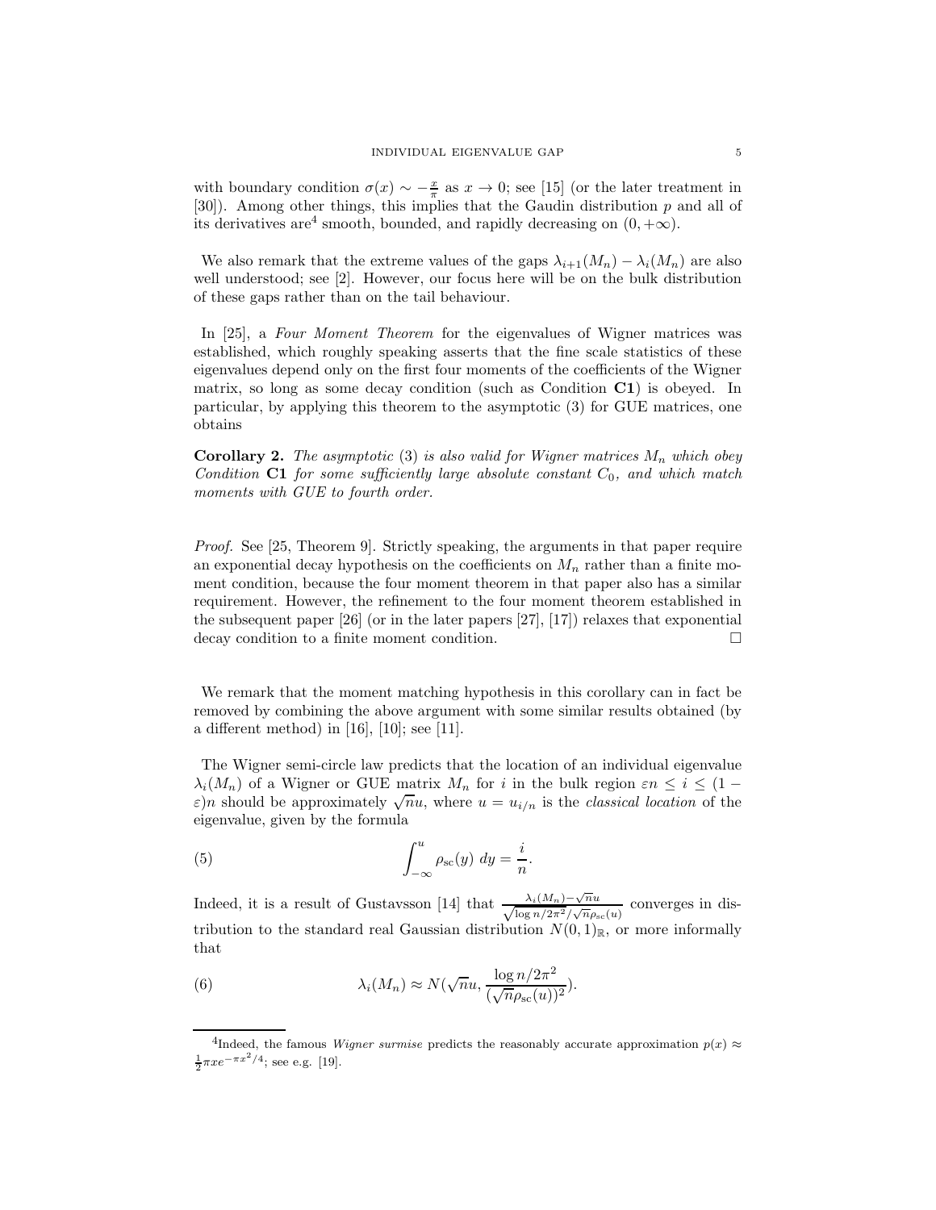with boundary condition $\sigma(x) \sim -\frac{x}{\pi}$ as $x \to 0$; see [15] (or the later treatment in [30]). Among other things, this implies that the Gaudin distribution $p$ and all of its derivatives are[4] smooth, bounded, and rapidly decreasing on $(0, +\infty)$.

We also remark that the extreme values of the gaps $\lambda_{i+1}(M_n) - \lambda_i(M_n)$ are also well understood; see [2]. However, our focus here will be on the bulk distribution of these gaps rather than on the tail behaviour.

In [25], a *Four Moment Theorem* for the eigenvalues of Wigner matrices was established, which roughly speaking asserts that the fine scale statistics of these eigenvalues depend only on the first four moments of the coefficients of the Wigner matrix, so long as some decay condition (such as Condition **C1**) is obeyed. In particular, by applying this theorem to the asymptotic (3) for GUE matrices, one obtains

**Corollary 2.** *The asymptotic* (3) *is also valid for Wigner matrices $M_n$ which obey Condition* **C1** *for some sufficiently large absolute constant $C_0$, and which match moments with GUE to fourth order.*

*Proof.* See [25, Theorem 9]. Strictly speaking, the arguments in that paper require an exponential decay hypothesis on the coefficients on $M_n$ rather than a finite moment condition, because the four moment theorem in that paper also has a similar requirement. However, the refinement to the four moment theorem established in the subsequent paper [26] (or in the later papers [27], [17]) relaxes that exponential decay condition to a finite moment condition. $\square$

We remark that the moment matching hypothesis in this corollary can in fact be removed by combining the above argument with some similar results obtained (by a different method) in [16], [10]; see [11].

The Wigner semi-circle law predicts that the location of an individual eigenvalue $\lambda_i(M_n)$ of a Wigner or GUE matrix $M_n$ for $i$ in the bulk region $\varepsilon n \leq i \leq (1-\varepsilon)n$ should be approximately $\sqrt{n}u$, where $u = u_{i/n}$ is the *classical location* of the eigenvalue, given by the formula

$$\int_{-\infty}^{u} \rho_{\mathrm{sc}}(y)\, dy = \frac{i}{n}. \tag{5}$$

Indeed, it is a result of Gustavsson [14] that $\frac{\lambda_i(M_n) - \sqrt{n}u}{\sqrt{\log n / 2\pi^2} / \sqrt{n}\rho_{\mathrm{sc}}(u)}$ converges in distribution to the standard real Gaussian distribution $N(0,1)_{\mathbb{R}}$, or more informally that

$$\lambda_i(M_n) \approx N(\sqrt{n}u, \frac{\log n / 2\pi^2}{(\sqrt{n}\rho_{\mathrm{sc}}(u))^2}). \tag{6}$$

[4] Indeed, the famous *Wigner surmise* predicts the reasonably accurate approximation $p(x) \approx \frac{1}{2}\pi x e^{-\pi x^2/4}$; see e.g. [19].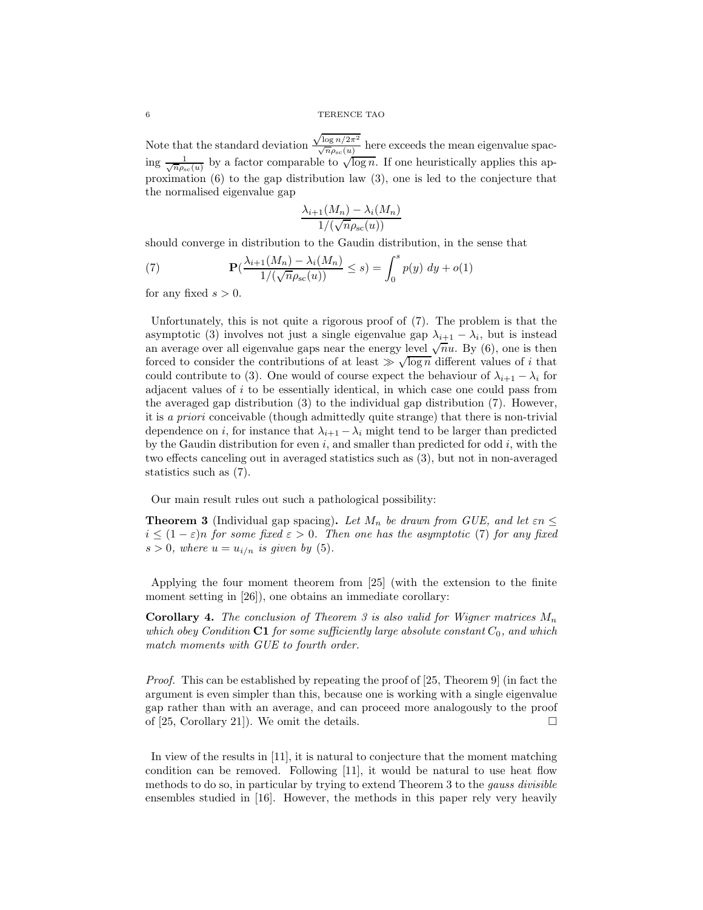Note that the standard deviation $\frac{\sqrt{\log n/2\pi^2}}{\sqrt{n}\rho_{\rm sc}(u)}$ here exceeds the mean eigenvalue spacing $\frac{1}{\sqrt{n}\rho_{\rm sc}(u)}$ by a factor comparable to $\sqrt{\log n}$. If one heuristically applies this approximation (6) to the gap distribution law (3), one is led to the conjecture that the normalised eigenvalue gap

$$\frac{\lambda_{i+1}(M_n) - \lambda_i(M_n)}{1/(\sqrt{n}\rho_{\rm sc}(u))}$$

should converge in distribution to the Gaudin distribution, in the sense that

$$\mathbf{P}\left(\frac{\lambda_{i+1}(M_n) - \lambda_i(M_n)}{1/(\sqrt{n}\rho_{\rm sc}(u))} \leq s\right) = \int_0^s p(y)\ dy + o(1) \tag{7}$$

for any fixed $s > 0$.

Unfortunately, this is not quite a rigorous proof of (7). The problem is that the asymptotic (3) involves not just a single eigenvalue gap $\lambda_{i+1} - \lambda_i$, but is instead an average over all eigenvalue gaps near the energy level $\sqrt{n}u$. By (6), one is then forced to consider the contributions of at least $\gg \sqrt{\log n}$ different values of $i$ that could contribute to (3). One would of course expect the behaviour of $\lambda_{i+1} - \lambda_i$ for adjacent values of $i$ to be essentially identical, in which case one could pass from the averaged gap distribution (3) to the individual gap distribution (7). However, it is *a priori* conceivable (though admittedly quite strange) that there is non-trivial dependence on $i$, for instance that $\lambda_{i+1} - \lambda_i$ might tend to be larger than predicted by the Gaudin distribution for even $i$, and smaller than predicted for odd $i$, with the two effects canceling out in averaged statistics such as (3), but not in non-averaged statistics such as (7).

Our main result rules out such a pathological possibility:

**Theorem 3** (Individual gap spacing)**.** *Let $M_n$ be drawn from GUE, and let $\varepsilon n \leq i \leq (1-\varepsilon)n$ for some fixed $\varepsilon > 0$. Then one has the asymptotic* (7) *for any fixed $s > 0$, where $u = u_{i/n}$ is given by* (5)*.*

Applying the four moment theorem from [25] (with the extension to the finite moment setting in [26]), one obtains an immediate corollary:

**Corollary 4.** *The conclusion of Theorem 3 is also valid for Wigner matrices $M_n$ which obey Condition* **C1** *for some sufficiently large absolute constant $C_0$, and which match moments with GUE to fourth order.*

*Proof.* This can be established by repeating the proof of [25, Theorem 9] (in fact the argument is even simpler than this, because one is working with a single eigenvalue gap rather than with an average, and can proceed more analogously to the proof of [25, Corollary 21]). We omit the details. □

In view of the results in [11], it is natural to conjecture that the moment matching condition can be removed. Following [11], it would be natural to use heat flow methods to do so, in particular by trying to extend Theorem 3 to the *gauss divisible* ensembles studied in [16]. However, the methods in this paper rely very heavily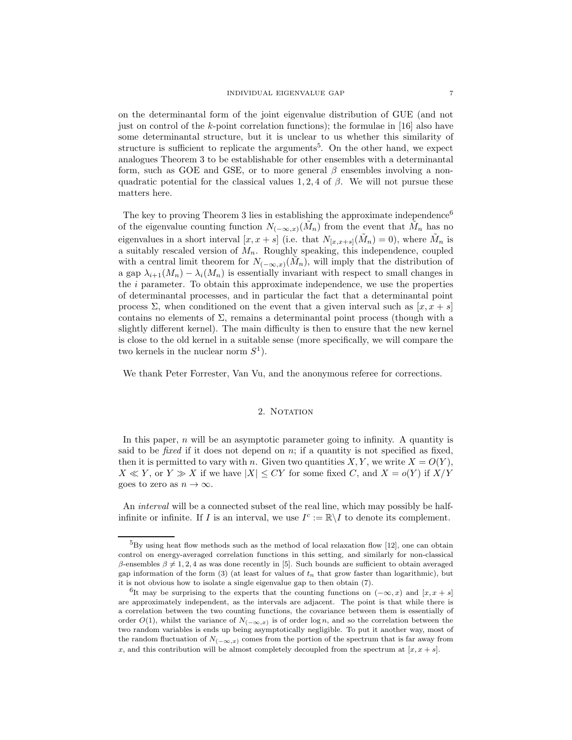on the determinantal form of the joint eigenvalue distribution of GUE (and not just on control of the $k$-point correlation functions); the formulae in [16] also have some determinantal structure, but it is unclear to us whether this similarity of structure is sufficient to replicate the arguments[5]. On the other hand, we expect analogues Theorem 3 to be establishable for other ensembles with a determinantal form, such as GOE and GSE, or to more general $\beta$ ensembles involving a non-quadratic potential for the classical values $1, 2, 4$ of $\beta$. We will not pursue these matters here.

The key to proving Theorem 3 lies in establishing the approximate independence[6] of the eigenvalue counting function $N_{(-\infty,x)}(\tilde{M}_n)$ from the event that $\tilde{M}_n$ has no eigenvalues in a short interval $[x, x+s]$ (i.e. that $N_{[x,x+s]}(\tilde{M}_n) = 0$), where $\tilde{M}_n$ is a suitably rescaled version of $M_n$. Roughly speaking, this independence, coupled with a central limit theorem for $N_{(-\infty,x)}(\tilde{M}_n)$, will imply that the distribution of a gap $\lambda_{i+1}(M_n) - \lambda_i(M_n)$ is essentially invariant with respect to small changes in the $i$ parameter. To obtain this approximate independence, we use the properties of determinantal processes, and in particular the fact that a determinantal point process $\Sigma$, when conditioned on the event that a given interval such as $[x, x+s]$ contains no elements of $\Sigma$, remains a determinantal point process (though with a slightly different kernel). The main difficulty is then to ensure that the new kernel is close to the old kernel in a suitable sense (more specifically, we will compare the two kernels in the nuclear norm $S^1$).

We thank Peter Forrester, Van Vu, and the anonymous referee for corrections.

## 2. Notation

In this paper, $n$ will be an asymptotic parameter going to infinity. A quantity is said to be *fixed* if it does not depend on $n$; if a quantity is not specified as fixed, then it is permitted to vary with $n$. Given two quantities $X, Y$, we write $X = O(Y)$, $X \ll Y$, or $Y \gg X$ if we have $|X| \leq CY$ for some fixed $C$, and $X = o(Y)$ if $X/Y$ goes to zero as $n \to \infty$.

An *interval* will be a connected subset of the real line, which may possibly be half-infinite or infinite. If $I$ is an interval, we use $I^c := \mathbb{R} \backslash I$ to denote its complement.

---

[5]By using heat flow methods such as the method of local relaxation flow [12], one can obtain control on energy-averaged correlation functions in this setting, and similarly for non-classical $\beta$-ensembles $\beta \neq 1, 2, 4$ as was done recently in [5]. Such bounds are sufficient to obtain averaged gap information of the form (3) (at least for values of $t_n$ that grow faster than logarithmic), but it is not obvious how to isolate a single eigenvalue gap to then obtain (7).

[6]It may be surprising to the experts that the counting functions on $(-\infty, x)$ and $[x, x+s]$ are approximately independent, as the intervals are adjacent. The point is that while there is a correlation between the two counting functions, the covariance between them is essentially of order $O(1)$, whilst the variance of $N_{(-\infty,x)}$ is of order $\log n$, and so the correlation between the two random variables is ends up being asymptotically negligible. To put it another way, most of the random fluctuation of $N_{(-\infty,x)}$ comes from the portion of the spectrum that is far away from $x$, and this contribution will be almost completely decoupled from the spectrum at $[x, x+s]$.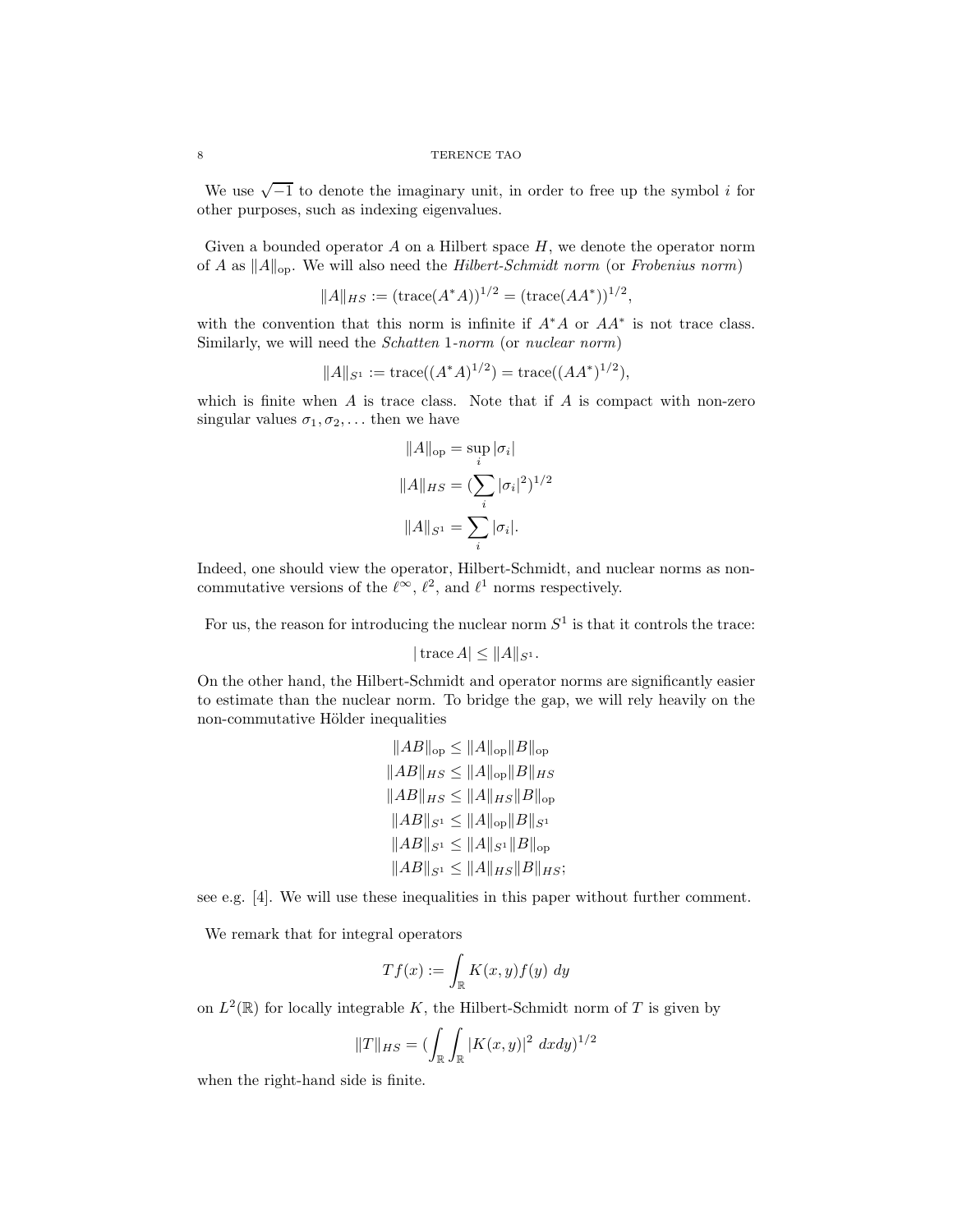We use $\sqrt{-1}$ to denote the imaginary unit, in order to free up the symbol $i$ for other purposes, such as indexing eigenvalues.

Given a bounded operator $A$ on a Hilbert space $H$, we denote the operator norm of $A$ as $\|A\|_{\mathrm{op}}$. We will also need the *Hilbert-Schmidt norm* (or *Frobenius norm*)

$$\|A\|_{HS} := (\mathrm{trace}(A^*A))^{1/2} = (\mathrm{trace}(AA^*))^{1/2},$$

with the convention that this norm is infinite if $A^*A$ or $AA^*$ is not trace class. Similarly, we will need the *Schatten* 1*-norm* (or *nuclear norm*)

$$\|A\|_{S^1} := \mathrm{trace}((A^*A)^{1/2}) = \mathrm{trace}((AA^*)^{1/2}),$$

which is finite when $A$ is trace class. Note that if $A$ is compact with non-zero singular values $\sigma_1, \sigma_2, \ldots$ then we have

$$\|A\|_{\mathrm{op}} = \sup_i |\sigma_i|$$
$$\|A\|_{HS} = (\sum_i |\sigma_i|^2)^{1/2}$$
$$\|A\|_{S^1} = \sum_i |\sigma_i|.$$

Indeed, one should view the operator, Hilbert-Schmidt, and nuclear norms as non-commutative versions of the $\ell^\infty$, $\ell^2$, and $\ell^1$ norms respectively.

For us, the reason for introducing the nuclear norm $S^1$ is that it controls the trace:

$$|\,\mathrm{trace}\, A| \leq \|A\|_{S^1}.$$

On the other hand, the Hilbert-Schmidt and operator norms are significantly easier to estimate than the nuclear norm. To bridge the gap, we will rely heavily on the non-commutative Hölder inequalities

$$\|AB\|_{\mathrm{op}} \leq \|A\|_{\mathrm{op}} \|B\|_{\mathrm{op}}$$
$$\|AB\|_{HS} \leq \|A\|_{\mathrm{op}} \|B\|_{HS}$$
$$\|AB\|_{HS} \leq \|A\|_{HS} \|B\|_{\mathrm{op}}$$
$$\|AB\|_{S^1} \leq \|A\|_{\mathrm{op}} \|B\|_{S^1}$$
$$\|AB\|_{S^1} \leq \|A\|_{S^1} \|B\|_{\mathrm{op}}$$
$$\|AB\|_{S^1} \leq \|A\|_{HS} \|B\|_{HS};$$

see e.g. [4]. We will use these inequalities in this paper without further comment.

We remark that for integral operators

$$Tf(x) := \int_{\mathbb{R}} K(x,y) f(y)\ dy$$

on $L^2(\mathbb{R})$ for locally integrable $K$, the Hilbert-Schmidt norm of $T$ is given by

$$\|T\|_{HS} = (\int_{\mathbb{R}} \int_{\mathbb{R}} |K(x,y)|^2\ dxdy)^{1/2}$$

when the right-hand side is finite.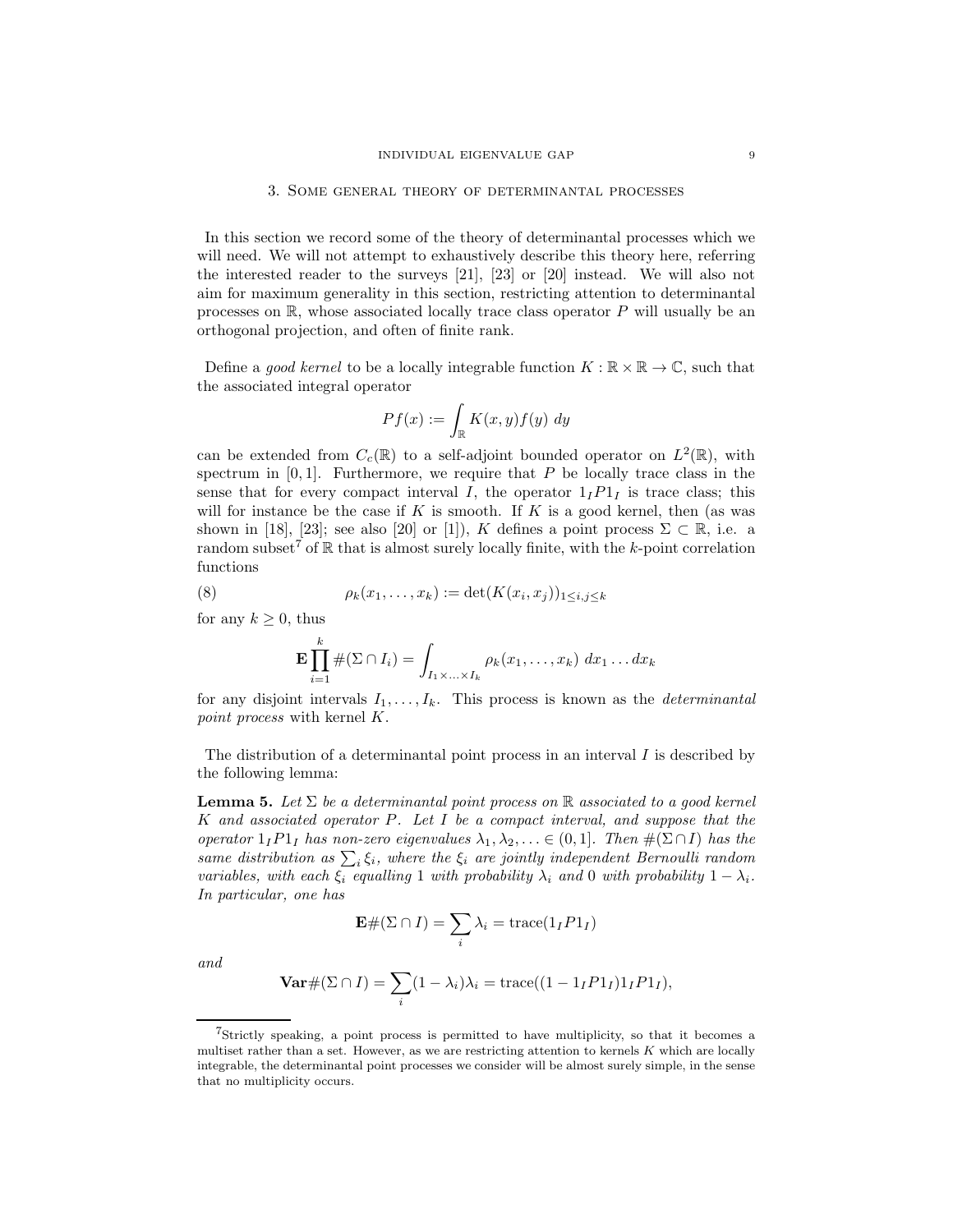## 3. Some general theory of determinantal processes

In this section we record some of the theory of determinantal processes which we will need. We will not attempt to exhaustively describe this theory here, referring the interested reader to the surveys [21], [23] or [20] instead. We will also not aim for maximum generality in this section, restricting attention to determinantal processes on $\mathbb{R}$, whose associated locally trace class operator $P$ will usually be an orthogonal projection, and often of finite rank.

Define a *good kernel* to be a locally integrable function $K : \mathbb{R} \times \mathbb{R} \to \mathbb{C}$, such that the associated integral operator

$$Pf(x) := \int_{\mathbb{R}} K(x,y) f(y) \, dy$$

can be extended from $C_c(\mathbb{R})$ to a self-adjoint bounded operator on $L^2(\mathbb{R})$, with spectrum in $[0,1]$. Furthermore, we require that $P$ be locally trace class in the sense that for every compact interval $I$, the operator $1_I P 1_I$ is trace class; this will for instance be the case if $K$ is smooth. If $K$ is a good kernel, then (as was shown in [18], [23]; see also [20] or [1]), $K$ defines a point process $\Sigma \subset \mathbb{R}$, i.e. a random subset[7] of $\mathbb{R}$ that is almost surely locally finite, with the $k$-point correlation functions

$$\rho_k(x_1, \ldots, x_k) := \det(K(x_i, x_j))_{1 \leq i,j \leq k} \tag{8}$$

for any $k \geq 0$, thus

$$\mathbf{E} \prod_{i=1}^{k} \#(\Sigma \cap I_i) = \int_{I_1 \times \ldots \times I_k} \rho_k(x_1, \ldots, x_k) \, dx_1 \ldots dx_k$$

for any disjoint intervals $I_1, \ldots, I_k$. This process is known as the *determinantal point process* with kernel $K$.

The distribution of a determinantal point process in an interval $I$ is described by the following lemma:

**Lemma 5.** *Let $\Sigma$ be a determinantal point process on $\mathbb{R}$ associated to a good kernel $K$ and associated operator $P$. Let $I$ be a compact interval, and suppose that the operator $1_I P 1_I$ has non-zero eigenvalues $\lambda_1, \lambda_2, \ldots \in (0,1]$. Then $\#(\Sigma \cap I)$ has the same distribution as $\sum_i \xi_i$, where the $\xi_i$ are jointly independent Bernoulli random variables, with each $\xi_i$ equalling 1 with probability $\lambda_i$ and 0 with probability $1 - \lambda_i$. In particular, one has*

$$\mathbf{E}\#(\Sigma \cap I) = \sum_i \lambda_i = \operatorname{trace}(1_I P 1_I)$$

*and*

$$\mathbf{Var}\#(\Sigma \cap I) = \sum_i (1 - \lambda_i)\lambda_i = \operatorname{trace}((1 - 1_I P 1_I) 1_I P 1_I),$$

---

[7] Strictly speaking, a point process is permitted to have multiplicity, so that it becomes a multiset rather than a set. However, as we are restricting attention to kernels $K$ which are locally integrable, the determinantal point processes we consider will be almost surely simple, in the sense that no multiplicity occurs.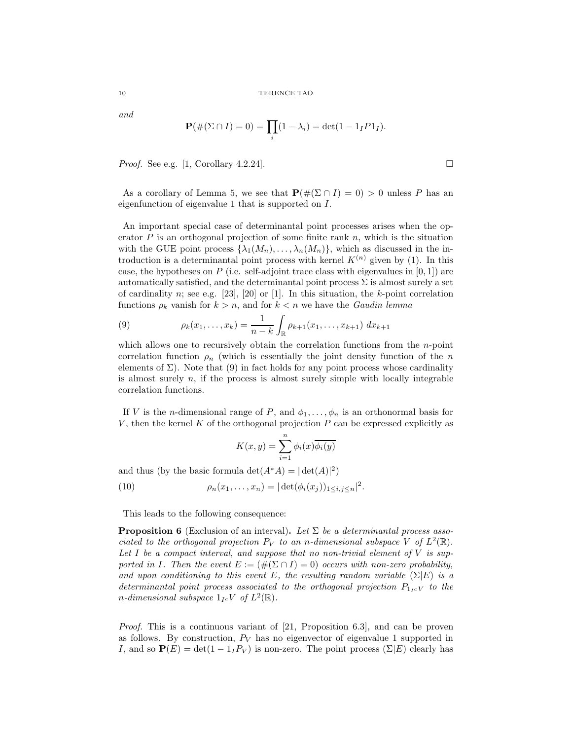*and*

$$\mathbf{P}(\#(\Sigma \cap I) = 0) = \prod_i (1 - \lambda_i) = \det(1 - 1_I P 1_I).$$

*Proof.* See e.g. [1, Corollary 4.2.24]. □

As a corollary of Lemma 5, we see that $\mathbf{P}(\#(\Sigma \cap I) = 0) > 0$ unless $P$ has an eigenfunction of eigenvalue 1 that is supported on $I$.

An important special case of determinantal point processes arises when the operator $P$ is an orthogonal projection of some finite rank $n$, which is the situation with the GUE point process $\{\lambda_1(M_n), \ldots, \lambda_n(M_n)\}$, which as discussed in the introduction is a determinantal point process with kernel $K^{(n)}$ given by (1). In this case, the hypotheses on $P$ (i.e. self-adjoint trace class with eigenvalues in $[0, 1]$) are automatically satisfied, and the determinantal point process $\Sigma$ is almost surely a set of cardinality $n$; see e.g. [23], [20] or [1]. In this situation, the $k$-point correlation functions $\rho_k$ vanish for $k > n$, and for $k < n$ we have the *Gaudin lemma*

$$\rho_k(x_1, \ldots, x_k) = \frac{1}{n-k} \int_{\mathbb{R}} \rho_{k+1}(x_1, \ldots, x_{k+1}) \, dx_{k+1} \tag{9}$$

which allows one to recursively obtain the correlation functions from the $n$-point correlation function $\rho_n$ (which is essentially the joint density function of the $n$ elements of $\Sigma$). Note that (9) in fact holds for any point process whose cardinality is almost surely $n$, if the process is almost surely simple with locally integrable correlation functions.

If $V$ is the $n$-dimensional range of $P$, and $\phi_1, \ldots, \phi_n$ is an orthonormal basis for $V$, then the kernel $K$ of the orthogonal projection $P$ can be expressed explicitly as

$$K(x, y) = \sum_{i=1}^{n} \phi_i(x) \overline{\phi_i(y)}$$

and thus (by the basic formula $\det(A^* A) = |\det(A)|^2$)

$$\rho_n(x_1, \ldots, x_n) = |\det(\phi_i(x_j))_{1 \le i,j \le n}|^2. \tag{10}$$

This leads to the following consequence:

**Proposition 6** (Exclusion of an interval)**.** *Let $\Sigma$ be a determinantal process associated to the orthogonal projection $P_V$ to an $n$-dimensional subspace $V$ of $L^2(\mathbb{R})$. Let $I$ be a compact interval, and suppose that no non-trivial element of $V$ is supported in $I$. Then the event $E := (\#(\Sigma \cap I) = 0)$ occurs with non-zero probability, and upon conditioning to this event $E$, the resulting random variable $(\Sigma|E)$ is a determinantal point process associated to the orthogonal projection $P_{1_{I^c}V}$ to the $n$-dimensional subspace $1_{I^c}V$ of $L^2(\mathbb{R})$.*

*Proof.* This is a continuous variant of [21, Proposition 6.3], and can be proven as follows. By construction, $P_V$ has no eigenvector of eigenvalue 1 supported in $I$, and so $\mathbf{P}(E) = \det(1 - 1_I P_V)$ is non-zero. The point process $(\Sigma|E)$ clearly has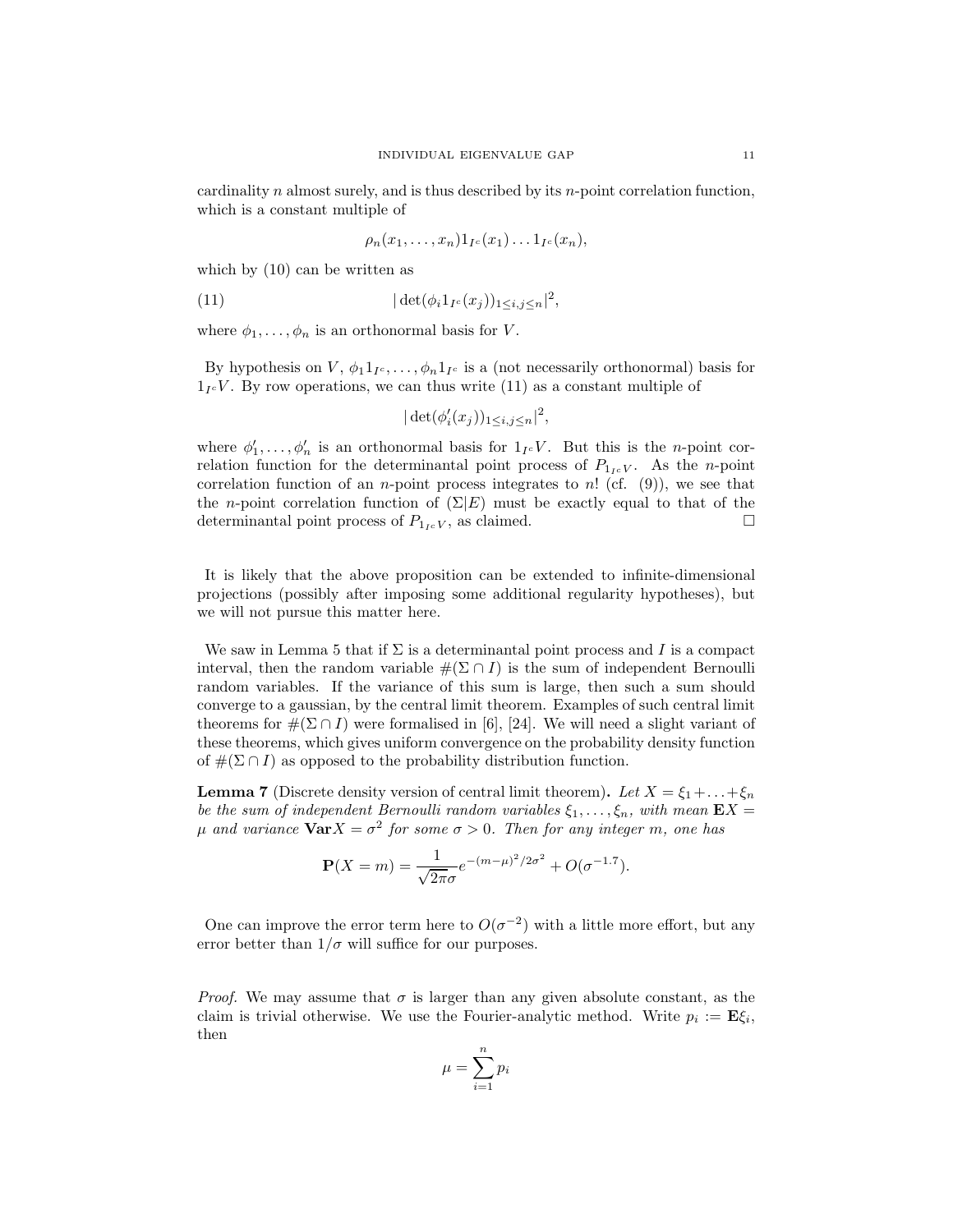cardinality $n$ almost surely, and is thus described by its $n$-point correlation function, which is a constant multiple of

$$\rho_n(x_1, \ldots, x_n) 1_{I^c}(x_1) \ldots 1_{I^c}(x_n),$$

which by (10) can be written as

$$|\det(\phi_i 1_{I^c}(x_j))_{1 \leq i,j \leq n}|^2, \tag{11}$$

where $\phi_1, \ldots, \phi_n$ is an orthonormal basis for $V$.

By hypothesis on $V$, $\phi_1 1_{I^c}, \ldots, \phi_n 1_{I^c}$ is a (not necessarily orthonormal) basis for $1_{I^c} V$. By row operations, we can thus write (11) as a constant multiple of

$$|\det(\phi'_i(x_j))_{1 \leq i,j \leq n}|^2,$$

where $\phi'_1, \ldots, \phi'_n$ is an orthonormal basis for $1_{I^c} V$. But this is the $n$-point correlation function for the determinantal point process of $P_{1_{I^c} V}$. As the $n$-point correlation function of an $n$-point process integrates to $n!$ (cf. (9)), we see that the $n$-point correlation function of $(\Sigma | E)$ must be exactly equal to that of the determinantal point process of $P_{1_{I^c} V}$, as claimed. $\square$

It is likely that the above proposition can be extended to infinite-dimensional projections (possibly after imposing some additional regularity hypotheses), but we will not pursue this matter here.

We saw in Lemma 5 that if $\Sigma$ is a determinantal point process and $I$ is a compact interval, then the random variable $\#(\Sigma \cap I)$ is the sum of independent Bernoulli random variables. If the variance of this sum is large, then such a sum should converge to a gaussian, by the central limit theorem. Examples of such central limit theorems for $\#(\Sigma \cap I)$ were formalised in [6], [24]. We will need a slight variant of these theorems, which gives uniform convergence on the probability density function of $\#(\Sigma \cap I)$ as opposed to the probability distribution function.

**Lemma 7** (Discrete density version of central limit theorem)**.** *Let $X = \xi_1 + \ldots + \xi_n$ be the sum of independent Bernoulli random variables $\xi_1, \ldots, \xi_n$, with mean $\mathbf{E}X = \mu$ and variance $\mathbf{Var}X = \sigma^2$ for some $\sigma > 0$. Then for any integer $m$, one has*

$$\mathbf{P}(X = m) = \frac{1}{\sqrt{2\pi}\sigma} e^{-(m-\mu)^2/2\sigma^2} + O(\sigma^{-1.7}).$$

One can improve the error term here to $O(\sigma^{-2})$ with a little more effort, but any error better than $1/\sigma$ will suffice for our purposes.

*Proof.* We may assume that $\sigma$ is larger than any given absolute constant, as the claim is trivial otherwise. We use the Fourier-analytic method. Write $p_i := \mathbf{E}\xi_i$, then

$$\mu = \sum_{i=1}^{n} p_i$$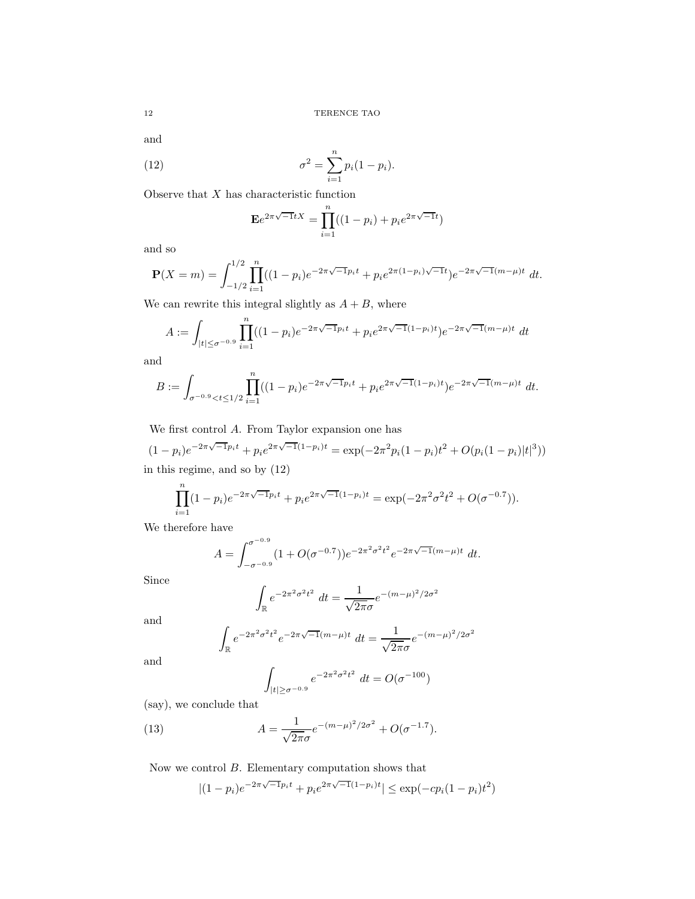and

$$\sigma^2 = \sum_{i=1}^{n} p_i(1-p_i). \tag{12}$$

Observe that $X$ has characteristic function

$$\mathbf{E}e^{2\pi\sqrt{-1}tX} = \prod_{i=1}^{n}((1-p_i) + p_i e^{2\pi\sqrt{-1}t})$$

and so

$$\mathbf{P}(X=m) = \int_{-1/2}^{1/2} \prod_{i=1}^{n}((1-p_i)e^{-2\pi\sqrt{-1}p_i t} + p_i e^{2\pi(1-p_i)\sqrt{-1}t})e^{-2\pi\sqrt{-1}(m-\mu)t}\ dt.$$

We can rewrite this integral slightly as $A + B$, where

$$A := \int_{|t|\leq \sigma^{-0.9}} \prod_{i=1}^{n}((1-p_i)e^{-2\pi\sqrt{-1}p_i t} + p_i e^{2\pi\sqrt{-1}(1-p_i)t})e^{-2\pi\sqrt{-1}(m-\mu)t}\ dt$$

and

$$B := \int_{\sigma^{-0.9}<t\leq 1/2} \prod_{i=1}^{n}((1-p_i)e^{-2\pi\sqrt{-1}p_i t} + p_i e^{2\pi\sqrt{-1}(1-p_i)t})e^{-2\pi\sqrt{-1}(m-\mu)t}\ dt.$$

We first control $A$. From Taylor expansion one has

$$(1-p_i)e^{-2\pi\sqrt{-1}p_i t} + p_i e^{2\pi\sqrt{-1}(1-p_i)t} = \exp(-2\pi^2 p_i(1-p_i)t^2 + O(p_i(1-p_i)|t|^3))$$

in this regime, and so by (12)

$$\prod_{i=1}^{n}(1-p_i)e^{-2\pi\sqrt{-1}p_i t} + p_i e^{2\pi\sqrt{-1}(1-p_i)t} = \exp(-2\pi^2\sigma^2 t^2 + O(\sigma^{-0.7})).$$

We therefore have

$$A = \int_{-\sigma^{-0.9}}^{\sigma^{-0.9}} (1 + O(\sigma^{-0.7}))e^{-2\pi^2\sigma^2 t^2} e^{-2\pi\sqrt{-1}(m-\mu)t}\ dt.$$

Since

$$\int_{\mathbb{R}} e^{-2\pi^2\sigma^2 t^2}\ dt = \frac{1}{\sqrt{2\pi}\sigma} e^{-(m-\mu)^2/2\sigma^2}$$

and

$$\int_{\mathbb{R}} e^{-2\pi^2\sigma^2 t^2} e^{-2\pi\sqrt{-1}(m-\mu)t}\ dt = \frac{1}{\sqrt{2\pi}\sigma} e^{-(m-\mu)^2/2\sigma^2}$$

and

$$\int_{|t|\geq \sigma^{-0.9}} e^{-2\pi^2\sigma^2 t^2}\ dt = O(\sigma^{-100})$$

(say), we conclude that

$$A = \frac{1}{\sqrt{2\pi}\sigma} e^{-(m-\mu)^2/2\sigma^2} + O(\sigma^{-1.7}). \tag{13}$$

Now we control $B$. Elementary computation shows that

$$|(1-p_i)e^{-2\pi\sqrt{-1}p_i t} + p_i e^{2\pi\sqrt{-1}(1-p_i)t}| \leq \exp(-cp_i(1-p_i)t^2)$$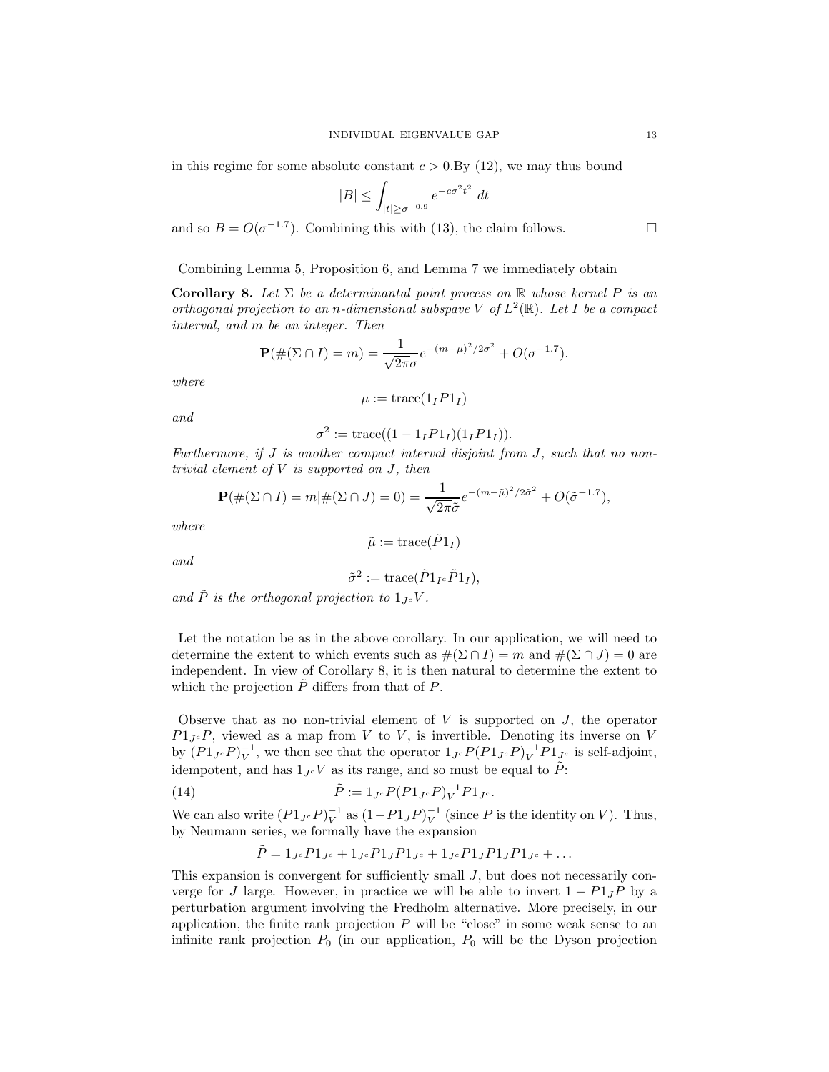in this regime for some absolute constant $c > 0$.By (12), we may thus bound

$$|B| \leq \int_{|t| \geq \sigma^{-0.9}} e^{-c\sigma^2 t^2} \, dt$$

and so $B = O(\sigma^{-1.7})$. Combining this with (13), the claim follows. $\square$

Combining Lemma 5, Proposition 6, and Lemma 7 we immediately obtain

**Corollary 8.** *Let $\Sigma$ be a determinantal point process on $\mathbb{R}$ whose kernel $P$ is an orthogonal projection to an $n$-dimensional subspave $V$ of $L^2(\mathbb{R})$. Let $I$ be a compact interval, and $m$ be an integer. Then*

$$\mathbf{P}(\#(\Sigma \cap I) = m) = \frac{1}{\sqrt{2\pi}\sigma} e^{-(m-\mu)^2/2\sigma^2} + O(\sigma^{-1.7}).$$

*where*

$$\mu := \operatorname{trace}(1_I P 1_I)$$

*and*

$$\sigma^2 := \operatorname{trace}((1 - 1_I P 1_I)(1_I P 1_I)).$$

*Furthermore, if $J$ is another compact interval disjoint from $J$, such that no non-trivial element of $V$ is supported on $J$, then*

$$\mathbf{P}(\#(\Sigma \cap I) = m | \#(\Sigma \cap J) = 0) = \frac{1}{\sqrt{2\pi}\tilde{\sigma}} e^{-(m-\tilde{\mu})^2/2\tilde{\sigma}^2} + O(\tilde{\sigma}^{-1.7}),$$

*where*

$$\tilde{\mu} := \operatorname{trace}(\tilde{P} 1_I)$$

*and*

$$\tilde{\sigma}^2 := \operatorname{trace}(\tilde{P} 1_{I^c} \tilde{P} 1_I),$$

*and $\tilde{P}$ is the orthogonal projection to $1_{J^c} V$.*

Let the notation be as in the above corollary. In our application, we will need to determine the extent to which events such as $\#(\Sigma \cap I) = m$ and $\#(\Sigma \cap J) = 0$ are independent. In view of Corollary 8, it is then natural to determine the extent to which the projection $\tilde{P}$ differs from that of $P$.

Observe that as no non-trivial element of $V$ is supported on $J$, the operator $P 1_{J^c} P$, viewed as a map from $V$ to $V$, is invertible. Denoting its inverse on $V$ by $(P 1_{J^c} P)_V^{-1}$, we then see that the operator $1_{J^c} P (P 1_{J^c} P)_V^{-1} P 1_{J^c}$ is self-adjoint, idempotent, and has $1_{J^c} V$ as its range, and so must be equal to $\tilde{P}$:

$$\tilde{P} := 1_{J^c} P (P 1_{J^c} P)_V^{-1} P 1_{J^c}. \tag{14}$$

We can also write $(P 1_{J^c} P)_V^{-1}$ as $(1 - P 1_J P)_V^{-1}$ (since $P$ is the identity on $V$). Thus, by Neumann series, we formally have the expansion

$$\tilde{P} = 1_{J^c} P 1_{J^c} + 1_{J^c} P 1_J P 1_{J^c} + 1_{J^c} P 1_J P 1_J P 1_{J^c} + \ldots$$

This expansion is convergent for sufficiently small $J$, but does not necessarily converge for $J$ large. However, in practice we will be able to invert $1 - P 1_J P$ by a perturbation argument involving the Fredholm alternative. More precisely, in our application, the finite rank projection $P$ will be "close" in some weak sense to an infinite rank projection $P_0$ (in our application, $P_0$ will be the Dyson projection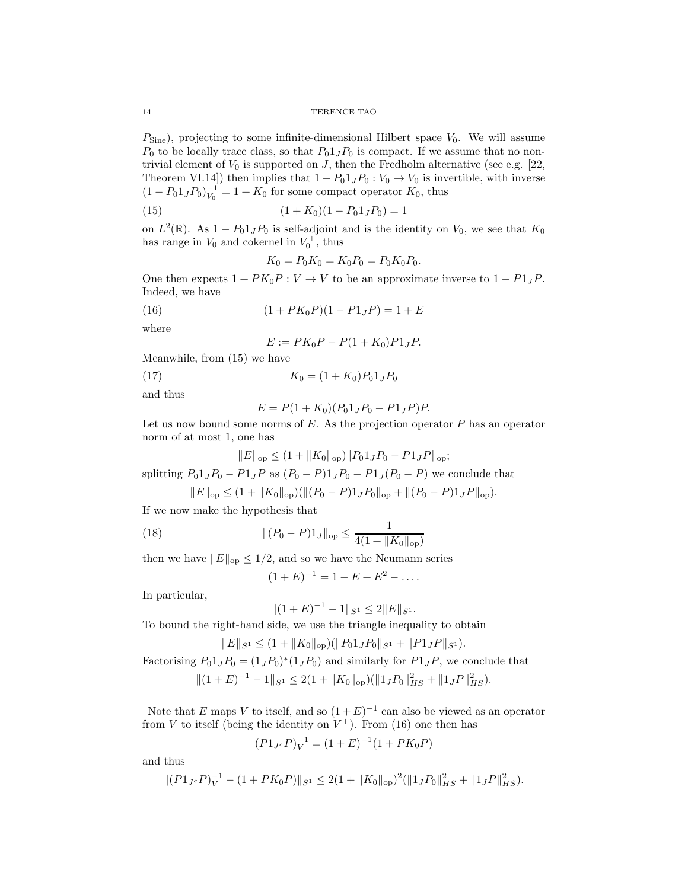$P_{\mathrm{Sine}}$), projecting to some infinite-dimensional Hilbert space $V_0$. We will assume $P_0$ to be locally trace class, so that $P_0 1_J P_0$ is compact. If we assume that no non-trivial element of $V_0$ is supported on $J$, then the Fredholm alternative (see e.g. [22, Theorem VI.14]) then implies that $1 - P_0 1_J P_0 : V_0 \to V_0$ is invertible, with inverse $(1 - P_0 1_J P_0)_{V_0}^{-1} = 1 + K_0$ for some compact operator $K_0$, thus

$$(1 + K_0)(1 - P_0 1_J P_0) = 1 \tag{15}$$

on $L^2(\mathbb{R})$. As $1 - P_0 1_J P_0$ is self-adjoint and is the identity on $V_0$, we see that $K_0$ has range in $V_0$ and cokernel in $V_0^\perp$, thus

$$K_0 = P_0 K_0 = K_0 P_0 = P_0 K_0 P_0.$$

One then expects $1 + PK_0 P : V \to V$ to be an approximate inverse to $1 - P 1_J P$. Indeed, we have

$$(1 + PK_0P)(1 - P1_JP) = 1 + E \tag{16}$$

where

$$E := PK_0P - P(1 + K_0)P1_JP.$$

Meanwhile, from (15) we have

$$K_0 = (1 + K_0)P_0 1_J P_0 \tag{17}$$

and thus

$$E = P(1 + K_0)(P_0 1_J P_0 - P1_JP)P.$$

Let us now bound some norms of $E$. As the projection operator $P$ has an operator norm of at most 1, one has

$$\|E\|_{\mathrm{op}} \leq (1 + \|K_0\|_{\mathrm{op}})\|P_0 1_J P_0 - P1_JP\|_{\mathrm{op}};$$

splitting $P_0 1_J P_0 - P1_JP$ as $(P_0 - P)1_J P_0 - P1_J(P_0 - P)$ we conclude that

$$\|E\|_{\mathrm{op}} \leq (1 + \|K_0\|_{\mathrm{op}})(\|(P_0 - P)1_J P_0\|_{\mathrm{op}} + \|(P_0 - P)1_J P\|_{\mathrm{op}}).$$

If we now make the hypothesis that

$$\|(P_0 - P)1_J\|_{\mathrm{op}} \leq \frac{1}{4(1 + \|K_0\|_{\mathrm{op}})} \tag{18}$$

then we have $\|E\|_{\mathrm{op}} \leq 1/2$, and so we have the Neumann series

$$(1 + E)^{-1} = 1 - E + E^2 - \ldots.$$

In particular,

$$\|(1 + E)^{-1} - 1\|_{S^1} \leq 2\|E\|_{S^1}.$$

To bound the right-hand side, we use the triangle inequality to obtain

$$\|E\|_{S^1} \leq (1 + \|K_0\|_{\mathrm{op}})(\|P_0 1_J P_0\|_{S^1} + \|P1_JP\|_{S^1}).$$

Factorising $P_0 1_J P_0 = (1_J P_0)^*(1_J P_0)$ and similarly for $P1_JP$, we conclude that

$$\|(1 + E)^{-1} - 1\|_{S^1} \leq 2(1 + \|K_0\|_{\mathrm{op}})(\|1_J P_0\|_{HS}^2 + \|1_J P\|_{HS}^2).$$

Note that $E$ maps $V$ to itself, and so $(1 + E)^{-1}$ can also be viewed as an operator from $V$ to itself (being the identity on $V^\perp$). From (16) one then has

$$(P1_{J^c}P)_V^{-1} = (1 + E)^{-1}(1 + PK_0P)$$

and thus

$$\|(P1_{J^c}P)_V^{-1} - (1 + PK_0P)\|_{S^1} \leq 2(1 + \|K_0\|_{\mathrm{op}})^2(\|1_J P_0\|_{HS}^2 + \|1_J P\|_{HS}^2).$$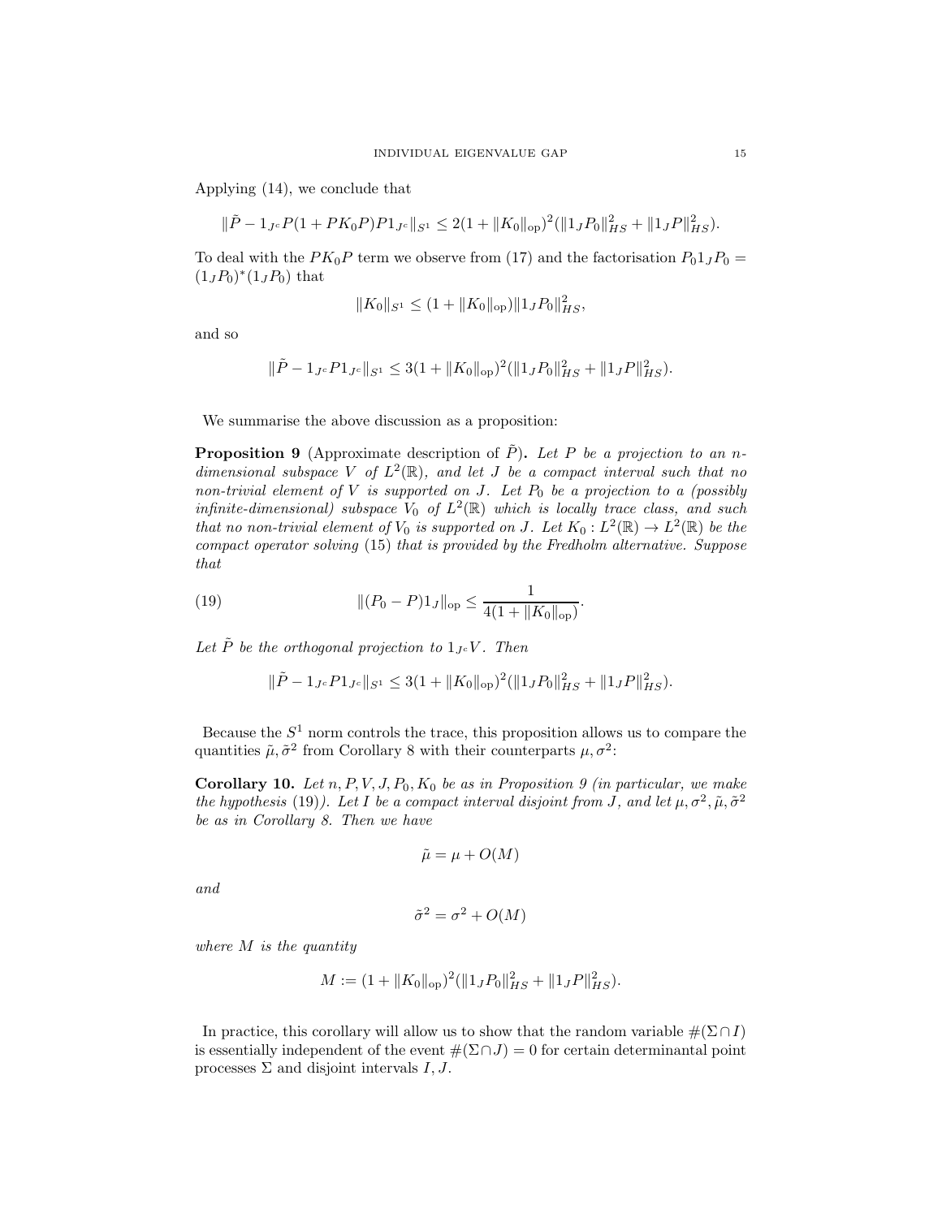Applying (14), we conclude that

$$\|\tilde{P} - 1_{J^c} P(1 + PK_0P)P1_{J^c}\|_{S^1} \leq 2(1 + \|K_0\|_{\mathrm{op}})^2(\|1_J P_0\|_{HS}^2 + \|1_J P\|_{HS}^2).$$

To deal with the $PK_0P$ term we observe from (17) and the factorisation $P_0 1_J P_0 = (1_J P_0)^*(1_J P_0)$ that

$$\|K_0\|_{S^1} \leq (1 + \|K_0\|_{\mathrm{op}})\|1_J P_0\|_{HS}^2,$$

and so

$$\|\tilde{P} - 1_{J^c} P 1_{J^c}\|_{S^1} \leq 3(1 + \|K_0\|_{\mathrm{op}})^2(\|1_J P_0\|_{HS}^2 + \|1_J P\|_{HS}^2).$$

We summarise the above discussion as a proposition:

**Proposition 9** (Approximate description of $\tilde{P}$)**.** *Let $P$ be a projection to an $n$-dimensional subspace $V$ of $L^2(\mathbb{R})$, and let $J$ be a compact interval such that no non-trivial element of $V$ is supported on $J$. Let $P_0$ be a projection to a (possibly infinite-dimensional) subspace $V_0$ of $L^2(\mathbb{R})$ which is locally trace class, and such that no non-trivial element of $V_0$ is supported on $J$. Let $K_0 : L^2(\mathbb{R}) \to L^2(\mathbb{R})$ be the compact operator solving* (15) *that is provided by the Fredholm alternative. Suppose that*

$$\|(P_0 - P)1_J\|_{\mathrm{op}} \leq \frac{1}{4(1 + \|K_0\|_{\mathrm{op}})}. \tag{19}$$

*Let $\tilde{P}$ be the orthogonal projection to $1_{J^c}V$. Then*

$$\|\tilde{P} - 1_{J^c} P 1_{J^c}\|_{S^1} \leq 3(1 + \|K_0\|_{\mathrm{op}})^2(\|1_J P_0\|_{HS}^2 + \|1_J P\|_{HS}^2).$$

Because the $S^1$ norm controls the trace, this proposition allows us to compare the quantities $\tilde{\mu}, \tilde{\sigma}^2$ from Corollary 8 with their counterparts $\mu, \sigma^2$:

**Corollary 10.** *Let $n, P, V, J, P_0, K_0$ be as in Proposition 9 (in particular, we make the hypothesis* (19)*). Let $I$ be a compact interval disjoint from $J$, and let $\mu, \sigma^2, \tilde{\mu}, \tilde{\sigma}^2$ be as in Corollary 8. Then we have*

$$\tilde{\mu} = \mu + O(M)$$

*and*

$$\tilde{\sigma}^2 = \sigma^2 + O(M)$$

*where $M$ is the quantity*

$$M := (1 + \|K_0\|_{\mathrm{op}})^2(\|1_J P_0\|_{HS}^2 + \|1_J P\|_{HS}^2).$$

In practice, this corollary will allow us to show that the random variable $\#(\Sigma \cap I)$ is essentially independent of the event $\#(\Sigma \cap J) = 0$ for certain determinantal point processes $\Sigma$ and disjoint intervals $I, J$.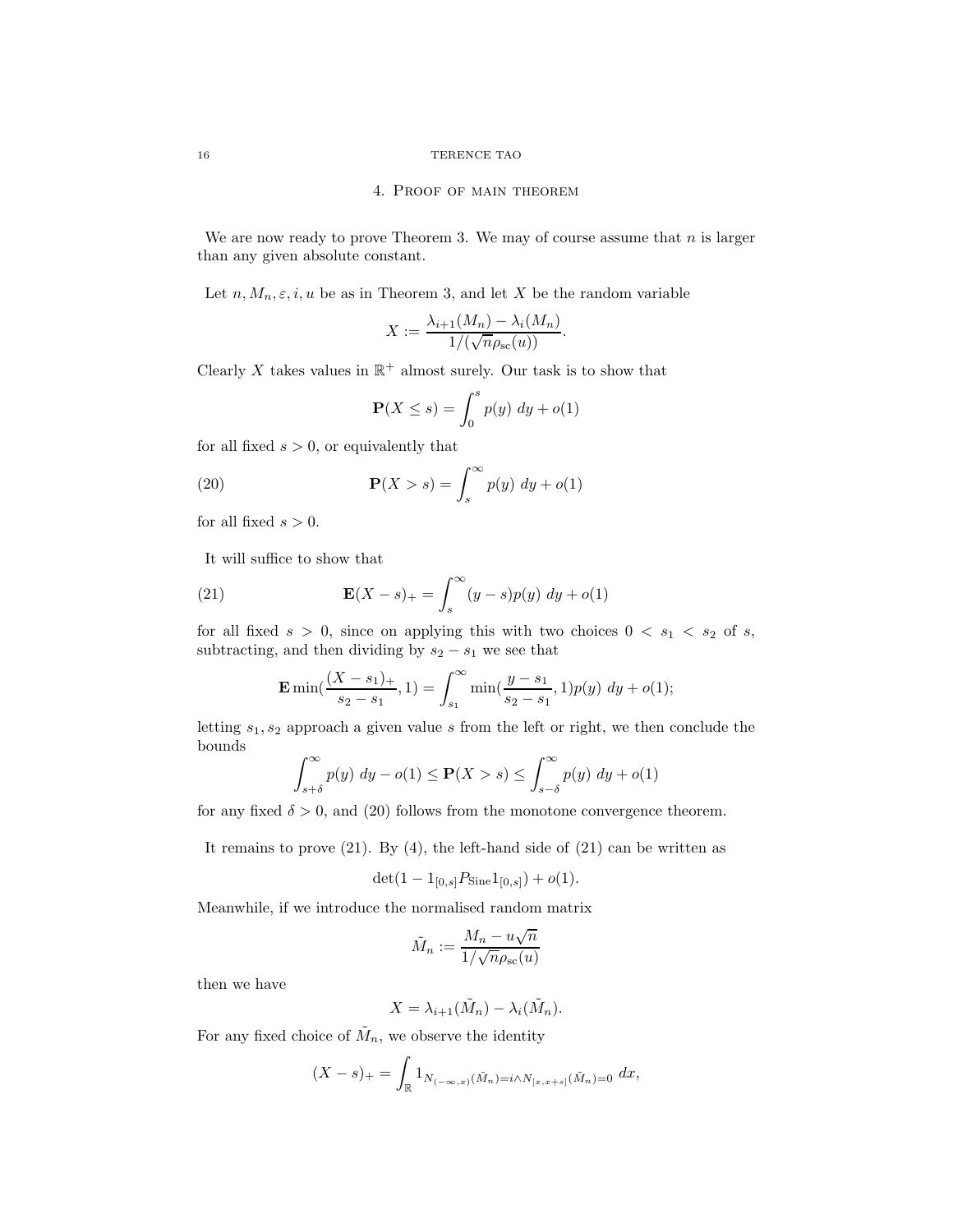## 4. Proof of main theorem

We are now ready to prove Theorem 3. We may of course assume that $n$ is larger than any given absolute constant.

Let $n, M_n, \varepsilon, i, u$ be as in Theorem 3, and let $X$ be the random variable

$$X := \frac{\lambda_{i+1}(M_n) - \lambda_i(M_n)}{1/(\sqrt{n}\rho_{\mathrm{sc}}(u))}.$$

Clearly $X$ takes values in $\mathbb{R}^+$ almost surely. Our task is to show that

$$\mathbf{P}(X \leq s) = \int_0^s p(y)\ dy + o(1)$$

for all fixed $s > 0$, or equivalently that

$$\mathbf{P}(X > s) = \int_s^\infty p(y)\ dy + o(1) \tag{20}$$

for all fixed $s > 0$.

It will suffice to show that

$$\mathbf{E}(X - s)_+ = \int_s^\infty (y - s) p(y)\ dy + o(1) \tag{21}$$

for all fixed $s > 0$, since on applying this with two choices $0 < s_1 < s_2$ of $s$, subtracting, and then dividing by $s_2 - s_1$ we see that

$$\mathbf{E} \min(\frac{(X - s_1)_+}{s_2 - s_1}, 1) = \int_{s_1}^\infty \min(\frac{y - s_1}{s_2 - s_1}, 1) p(y)\ dy + o(1);$$

letting $s_1, s_2$ approach a given value $s$ from the left or right, we then conclude the bounds

$$\int_{s+\delta}^\infty p(y)\ dy - o(1) \leq \mathbf{P}(X > s) \leq \int_{s-\delta}^\infty p(y)\ dy + o(1)$$

for any fixed $\delta > 0$, and (20) follows from the monotone convergence theorem.

It remains to prove (21). By (4), the left-hand side of (21) can be written as

$$\det(1 - 1_{[0,s]} P_{\mathrm{Sine}} 1_{[0,s]}) + o(1).$$

Meanwhile, if we introduce the normalised random matrix

$$\tilde{M}_n := \frac{M_n - u\sqrt{n}}{1/\sqrt{n}\rho_{\mathrm{sc}}(u)}$$

then we have

$$X = \lambda_{i+1}(\tilde{M}_n) - \lambda_i(\tilde{M}_n).$$

For any fixed choice of $\tilde{M}_n$, we observe the identity

$$(X - s)_+ = \int_{\mathbb{R}} 1_{N_{(-\infty,x)}(\tilde{M}_n) = i \wedge N_{[x,x+s]}(\tilde{M}_n) = 0}\ dx,$$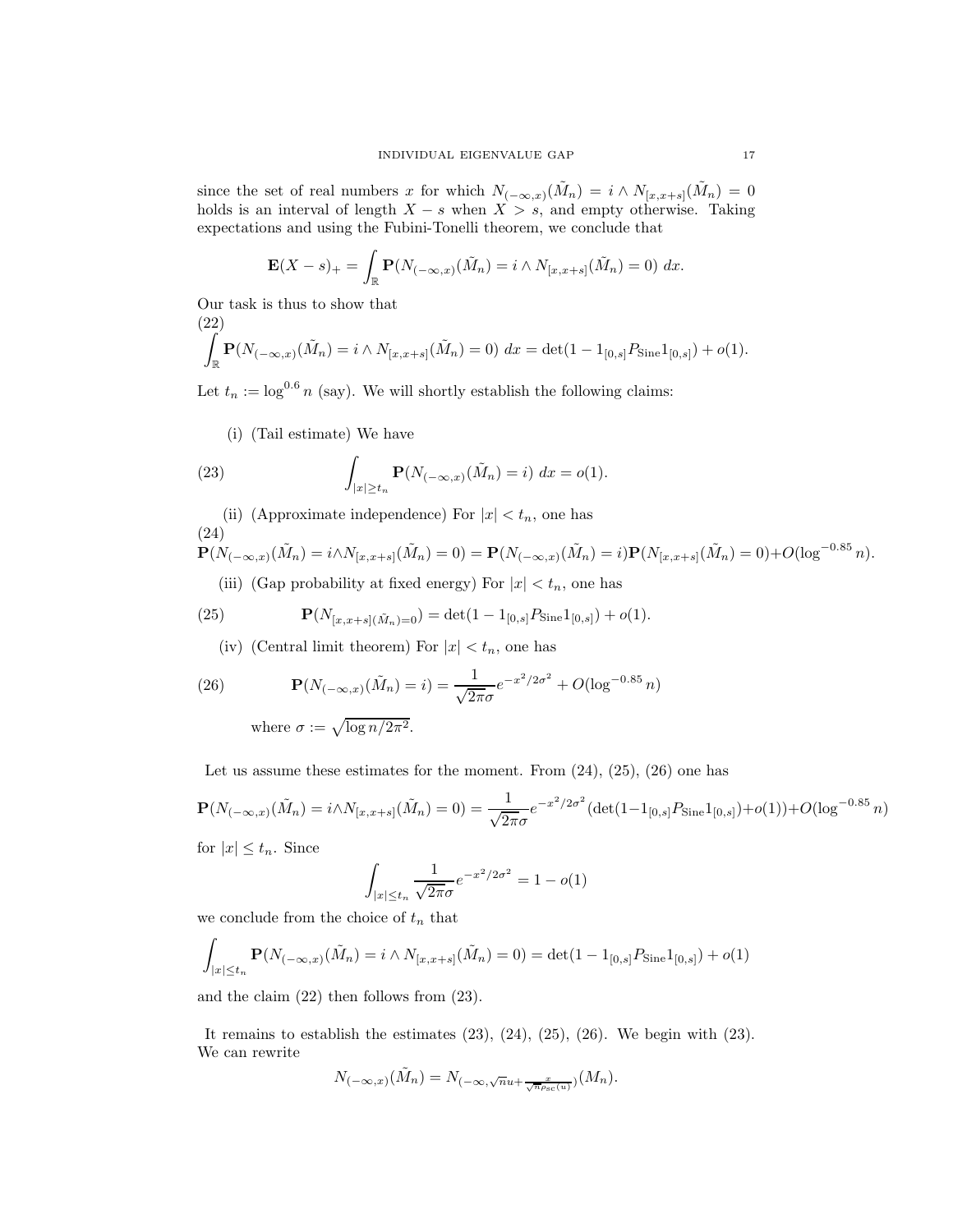since the set of real numbers $x$ for which $N_{(-\infty,x)}(\tilde{M}_n) = i \wedge N_{[x,x+s]}(\tilde{M}_n) = 0$ holds is an interval of length $X - s$ when $X > s$, and empty otherwise. Taking expectations and using the Fubini-Tonelli theorem, we conclude that

$$\mathbf{E}(X-s)_+ = \int_{\mathbb{R}} \mathbf{P}(N_{(-\infty,x)}(\tilde{M}_n) = i \wedge N_{[x,x+s]}(\tilde{M}_n) = 0)\ dx.$$

Our task is thus to show that

$$\int_{\mathbb{R}} \mathbf{P}(N_{(-\infty,x)}(\tilde{M}_n) = i \wedge N_{[x,x+s]}(\tilde{M}_n) = 0)\ dx = \det(1 - 1_{[0,s]}P_{\mathrm{Sine}}1_{[0,s]}) + o(1). \tag{22}$$

Let $t_n := \log^{0.6} n$ (say). We will shortly establish the following claims:

(i) (Tail estimate) We have

$$\int_{|x|\geq t_n} \mathbf{P}(N_{(-\infty,x)}(\tilde{M}_n) = i)\ dx = o(1). \tag{23}$$

(ii) (Approximate independence) For $|x| < t_n$, one has

$$\mathbf{P}(N_{(-\infty,x)}(\tilde{M}_n) = i \wedge N_{[x,x+s]}(\tilde{M}_n) = 0) = \mathbf{P}(N_{(-\infty,x)}(\tilde{M}_n) = i)\mathbf{P}(N_{[x,x+s]}(\tilde{M}_n) = 0) + O(\log^{-0.85} n). \tag{24}$$

(iii) (Gap probability at fixed energy) For $|x| < t_n$, one has

$$\mathbf{P}(N_{[x,x+s](\tilde{M}_n)=0}) = \det(1 - 1_{[0,s]}P_{\mathrm{Sine}}1_{[0,s]}) + o(1). \tag{25}$$

(iv) (Central limit theorem) For $|x| < t_n$, one has

$$\mathbf{P}(N_{(-\infty,x)}(\tilde{M}_n) = i) = \frac{1}{\sqrt{2\pi}\sigma}e^{-x^2/2\sigma^2} + O(\log^{-0.85} n) \tag{26}$$

where $\sigma := \sqrt{\log n / 2\pi^2}$.

Let us assume these estimates for the moment. From (24), (25), (26) one has

$$\mathbf{P}(N_{(-\infty,x)}(\tilde{M}_n) = i \wedge N_{[x,x+s]}(\tilde{M}_n) = 0) = \frac{1}{\sqrt{2\pi}\sigma}e^{-x^2/2\sigma^2}(\det(1 - 1_{[0,s]}P_{\mathrm{Sine}}1_{[0,s]}) + o(1)) + O(\log^{-0.85} n)$$

for $|x| \leq t_n$. Since

$$\int_{|x|\leq t_n} \frac{1}{\sqrt{2\pi}\sigma}e^{-x^2/2\sigma^2} = 1 - o(1)$$

we conclude from the choice of $t_n$ that

$$\int_{|x|\leq t_n} \mathbf{P}(N_{(-\infty,x)}(\tilde{M}_n) = i \wedge N_{[x,x+s]}(\tilde{M}_n) = 0) = \det(1 - 1_{[0,s]}P_{\mathrm{Sine}}1_{[0,s]}) + o(1)$$

and the claim (22) then follows from (23).

It remains to establish the estimates (23), (24), (25), (26). We begin with (23). We can rewrite

$$N_{(-\infty,x)}(\tilde{M}_n) = N_{(-\infty, \sqrt{n}u + \frac{x}{\sqrt{n}\rho_{sc}(u)})}(M_n).$$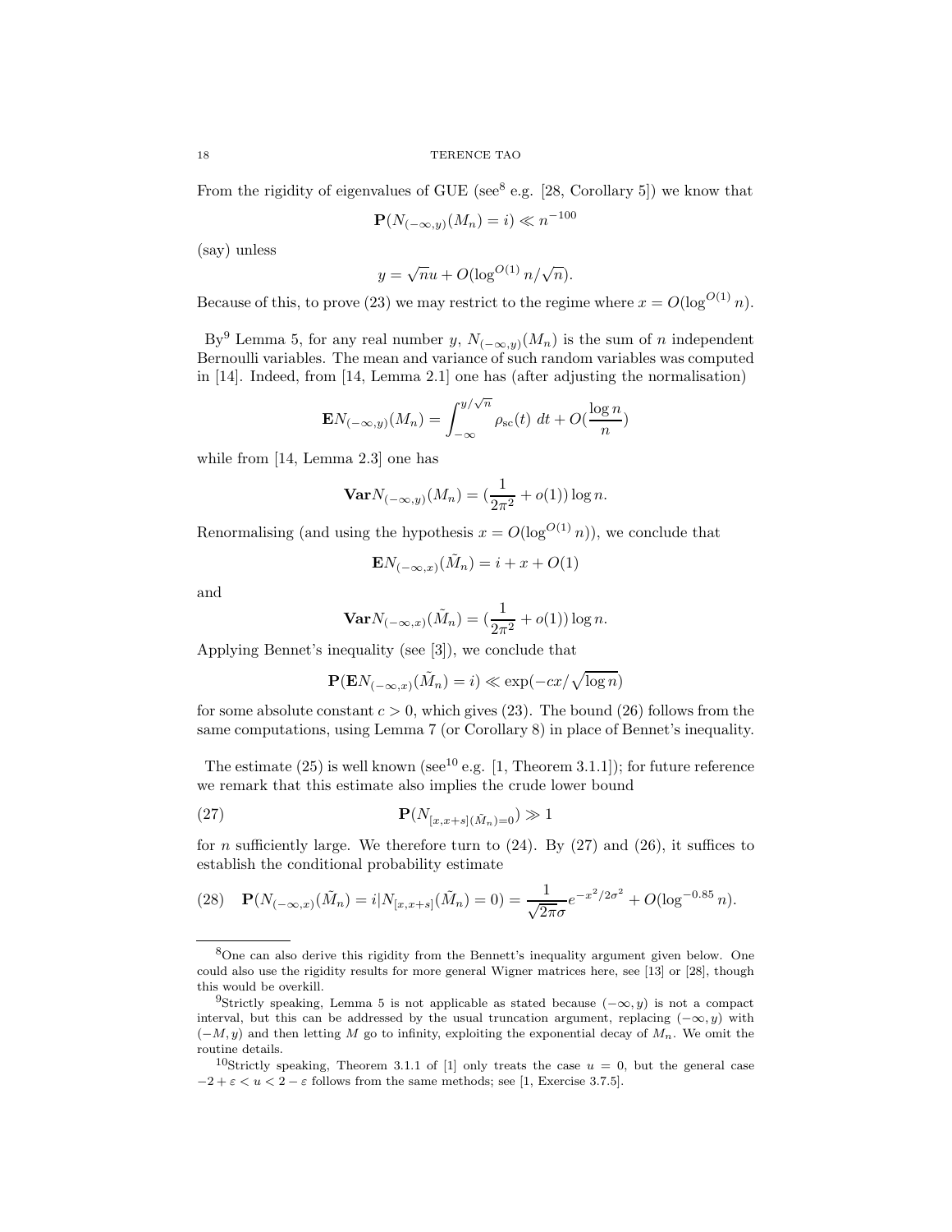From the rigidity of eigenvalues of GUE (see[8] e.g. [28, Corollary 5]) we know that

$$\mathbf{P}(N_{(-\infty,y)}(M_n) = i) \ll n^{-100}$$

(say) unless

$$y = \sqrt{n}u + O(\log^{O(1)} n/\sqrt{n}).$$

Because of this, to prove (23) we may restrict to the regime where $x = O(\log^{O(1)} n)$.

By[9] Lemma 5, for any real number $y$, $N_{(-\infty,y)}(M_n)$ is the sum of $n$ independent Bernoulli variables. The mean and variance of such random variables was computed in [14]. Indeed, from [14, Lemma 2.1] one has (after adjusting the normalisation)

$$\mathbf{E}N_{(-\infty,y)}(M_n) = \int_{-\infty}^{y/\sqrt{n}} \rho_{\rm sc}(t)\ dt + O(\frac{\log n}{n})$$

while from [14, Lemma 2.3] one has

$$\mathbf{Var}N_{(-\infty,y)}(M_n) = (\frac{1}{2\pi^2} + o(1)) \log n.$$

Renormalising (and using the hypothesis $x = O(\log^{O(1)} n)$), we conclude that

$$\mathbf{E}N_{(-\infty,x)}(\tilde{M}_n) = i + x + O(1)$$

and

$$\mathbf{Var}N_{(-\infty,x)}(\tilde{M}_n) = (\frac{1}{2\pi^2} + o(1)) \log n.$$

Applying Bennet's inequality (see [3]), we conclude that

$$\mathbf{P}(\mathbf{E}N_{(-\infty,x)}(\tilde{M}_n) = i) \ll \exp(-cx/\sqrt{\log n})$$

for some absolute constant $c > 0$, which gives (23). The bound (26) follows from the same computations, using Lemma 7 (or Corollary 8) in place of Bennet's inequality.

The estimate (25) is well known (see[10] e.g. [1, Theorem 3.1.1]); for future reference we remark that this estimate also implies the crude lower bound

$$\mathbf{P}(N_{[x,x+s](\tilde{M}_n)=0}) \gg 1 \tag{27}$$

for $n$ sufficiently large. We therefore turn to (24). By (27) and (26), it suffices to establish the conditional probability estimate

$$\mathbf{P}(N_{(-\infty,x)}(\tilde{M}_n) = i | N_{[x,x+s]}(\tilde{M}_n) = 0) = \frac{1}{\sqrt{2\pi}\sigma} e^{-x^2/2\sigma^2} + O(\log^{-0.85} n). \tag{28}$$

---

[8] One can also derive this rigidity from the Bennett's inequality argument given below. One could also use the rigidity results for more general Wigner matrices here, see [13] or [28], though this would be overkill.

[9] Strictly speaking, Lemma 5 is not applicable as stated because $(-\infty, y)$ is not a compact interval, but this can be addressed by the usual truncation argument, replacing $(-\infty, y)$ with $(-M, y)$ and then letting $M$ go to infinity, exploiting the exponential decay of $M_n$. We omit the routine details.

[10] Strictly speaking, Theorem 3.1.1 of [1] only treats the case $u = 0$, but the general case $-2 + \varepsilon < u < 2 - \varepsilon$ follows from the same methods; see [1, Exercise 3.7.5].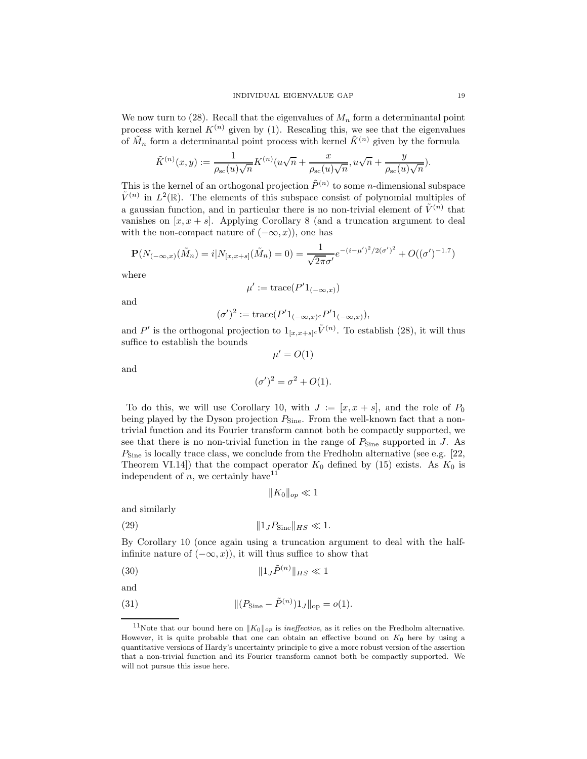We now turn to (28). Recall that the eigenvalues of $M_n$ form a determinantal point process with kernel $K^{(n)}$ given by (1). Rescaling this, we see that the eigenvalues of $\tilde{M}_n$ form a determinantal point process with kernel $\tilde{K}^{(n)}$ given by the formula

$$\tilde{K}^{(n)}(x,y) := \frac{1}{\rho_{\rm sc}(u)\sqrt{n}} K^{(n)}(u\sqrt{n} + \frac{x}{\rho_{\rm sc}(u)\sqrt{n}}, u\sqrt{n} + \frac{y}{\rho_{\rm sc}(u)\sqrt{n}}).$$

This is the kernel of an orthogonal projection $\tilde{P}^{(n)}$ to some $n$-dimensional subspace $\tilde{V}^{(n)}$ in $L^2(\mathbb{R})$. The elements of this subspace consist of polynomial multiples of a gaussian function, and in particular there is no non-trivial element of $\tilde{V}^{(n)}$ that vanishes on $[x, x+s]$. Applying Corollary 8 (and a truncation argument to deal with the non-compact nature of $(-\infty, x)$), one has

$$\mathbf{P}(N_{(-\infty,x)}(\tilde{M}_n) = i | N_{[x,x+s]}(\tilde{M}_n) = 0) = \frac{1}{\sqrt{2\pi}\sigma'} e^{-(i-\mu')^2/2(\sigma')^2} + O((\sigma')^{-1.7})$$

where

$$\mu' := \operatorname{trace}(P' 1_{(-\infty,x)})$$

and

$$(\sigma')^2 := \operatorname{trace}(P' 1_{(-\infty,x)^c} P' 1_{(-\infty,x)}),$$

and $P'$ is the orthogonal projection to $1_{[x,x+s]^c}\tilde{V}^{(n)}$. To establish (28), it will thus suffice to establish the bounds

$$\mu' = O(1)$$

and

$$(\sigma')^2 = \sigma^2 + O(1).$$

To do this, we will use Corollary 10, with $J := [x, x+s]$, and the role of $P_0$ being played by the Dyson projection $P_{\rm Sine}$. From the well-known fact that a non-trivial function and its Fourier transform cannot both be compactly supported, we see that there is no non-trivial function in the range of $P_{\rm Sine}$ supported in $J$. As $P_{\rm Sine}$ is locally trace class, we conclude from the Fredholm alternative (see e.g. [22, Theorem VI.14]) that the compact operator $K_0$ defined by (15) exists. As $K_0$ is independent of $n$, we certainly have[11]

$$\|K_0\|_{op} \ll 1$$

and similarly

$$\|1_J P_{\rm Sine}\|_{HS} \ll 1. \tag{29}$$

By Corollary 10 (once again using a truncation argument to deal with the half-infinite nature of $(-\infty, x)$), it will thus suffice to show that

$$\|1_J \tilde{P}^{(n)}\|_{HS} \ll 1 \tag{30}$$

and

$$\|(P_{\rm Sine} - \tilde{P}^{(n)})1_J\|_{\rm op} = o(1). \tag{31}$$

[11]Note that our bound here on $\|K_0\|_{op}$ is *ineffective*, as it relies on the Fredholm alternative. However, it is quite probable that one can obtain an effective bound on $K_0$ here by using a quantitative versions of Hardy's uncertainty principle to give a more robust version of the assertion that a non-trivial function and its Fourier transform cannot both be compactly supported. We will not pursue this issue here.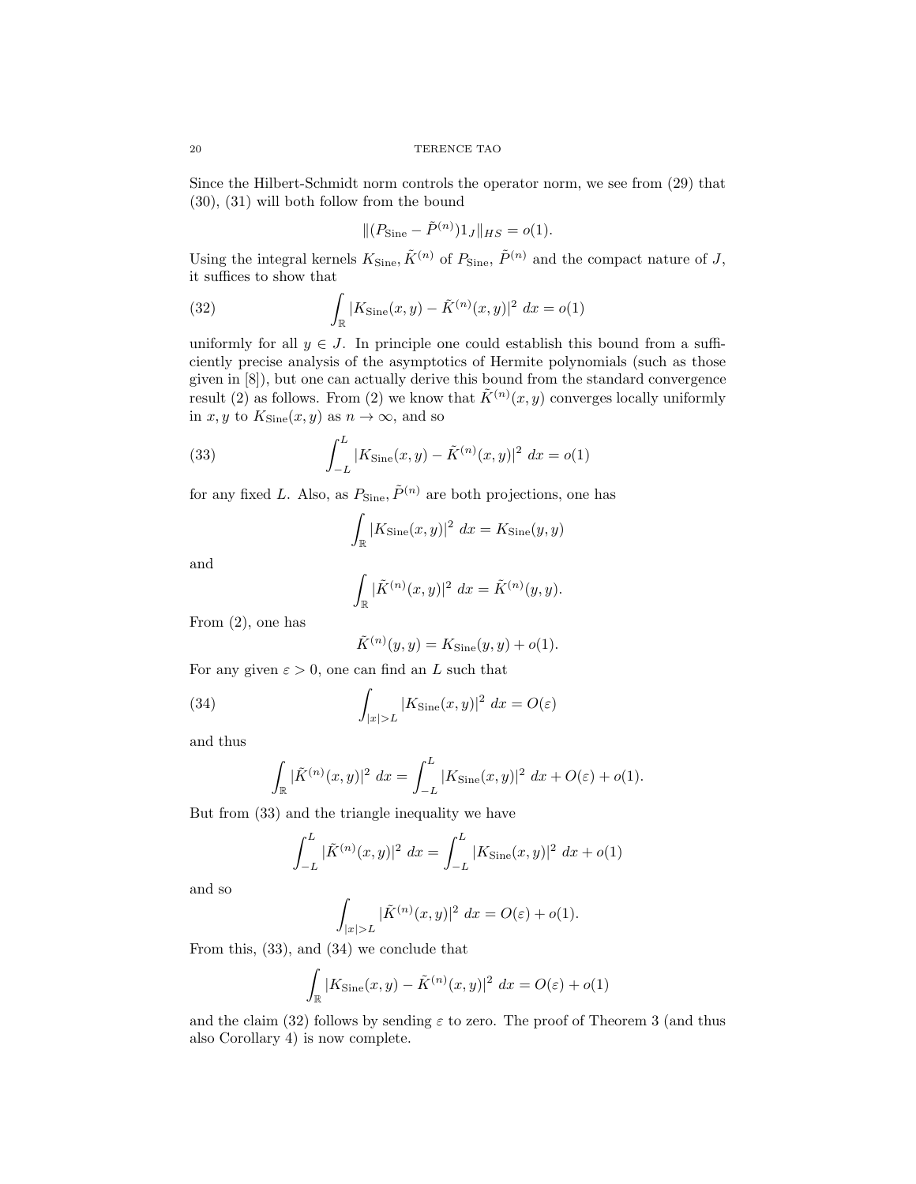Since the Hilbert-Schmidt norm controls the operator norm, we see from (29) that (30), (31) will both follow from the bound

$$\|(P_{\mathrm{Sine}} - \tilde{P}^{(n)})1_J\|_{HS} = o(1).$$

Using the integral kernels $K_{\mathrm{Sine}}, \tilde{K}^{(n)}$ of $P_{\mathrm{Sine}}$, $\tilde{P}^{(n)}$ and the compact nature of $J$, it suffices to show that

$$\int_{\mathbb{R}} |K_{\mathrm{Sine}}(x,y) - \tilde{K}^{(n)}(x,y)|^2\ dx = o(1) \tag{32}$$

uniformly for all $y \in J$. In principle one could establish this bound from a sufficiently precise analysis of the asymptotics of Hermite polynomials (such as those given in [8]), but one can actually derive this bound from the standard convergence result (2) as follows. From (2) we know that $\tilde{K}^{(n)}(x,y)$ converges locally uniformly in $x, y$ to $K_{\mathrm{Sine}}(x,y)$ as $n \to \infty$, and so

$$\int_{-L}^{L} |K_{\mathrm{Sine}}(x,y) - \tilde{K}^{(n)}(x,y)|^2\ dx = o(1) \tag{33}$$

for any fixed $L$. Also, as $P_{\mathrm{Sine}}, \tilde{P}^{(n)}$ are both projections, one has

$$\int_{\mathbb{R}} |K_{\mathrm{Sine}}(x,y)|^2\ dx = K_{\mathrm{Sine}}(y,y)$$

and

$$\int_{\mathbb{R}} |\tilde{K}^{(n)}(x,y)|^2\ dx = \tilde{K}^{(n)}(y,y).$$

From (2), one has

$$\tilde{K}^{(n)}(y,y) = K_{\mathrm{Sine}}(y,y) + o(1).$$

For any given $\varepsilon > 0$, one can find an $L$ such that

$$\int_{|x|>L} |K_{\mathrm{Sine}}(x,y)|^2\ dx = O(\varepsilon) \tag{34}$$

and thus

$$\int_{\mathbb{R}} |\tilde{K}^{(n)}(x,y)|^2\ dx = \int_{-L}^{L} |K_{\mathrm{Sine}}(x,y)|^2\ dx + O(\varepsilon) + o(1).$$

But from (33) and the triangle inequality we have

$$\int_{-L}^{L} |\tilde{K}^{(n)}(x,y)|^2\ dx = \int_{-L}^{L} |K_{\mathrm{Sine}}(x,y)|^2\ dx + o(1)$$

and so

$$\int_{|x|>L} |\tilde{K}^{(n)}(x,y)|^2\ dx = O(\varepsilon) + o(1).$$

From this, (33), and (34) we conclude that

$$\int_{\mathbb{R}} |K_{\mathrm{Sine}}(x,y) - \tilde{K}^{(n)}(x,y)|^2\ dx = O(\varepsilon) + o(1)$$

and the claim (32) follows by sending $\varepsilon$ to zero. The proof of Theorem 3 (and thus also Corollary 4) is now complete.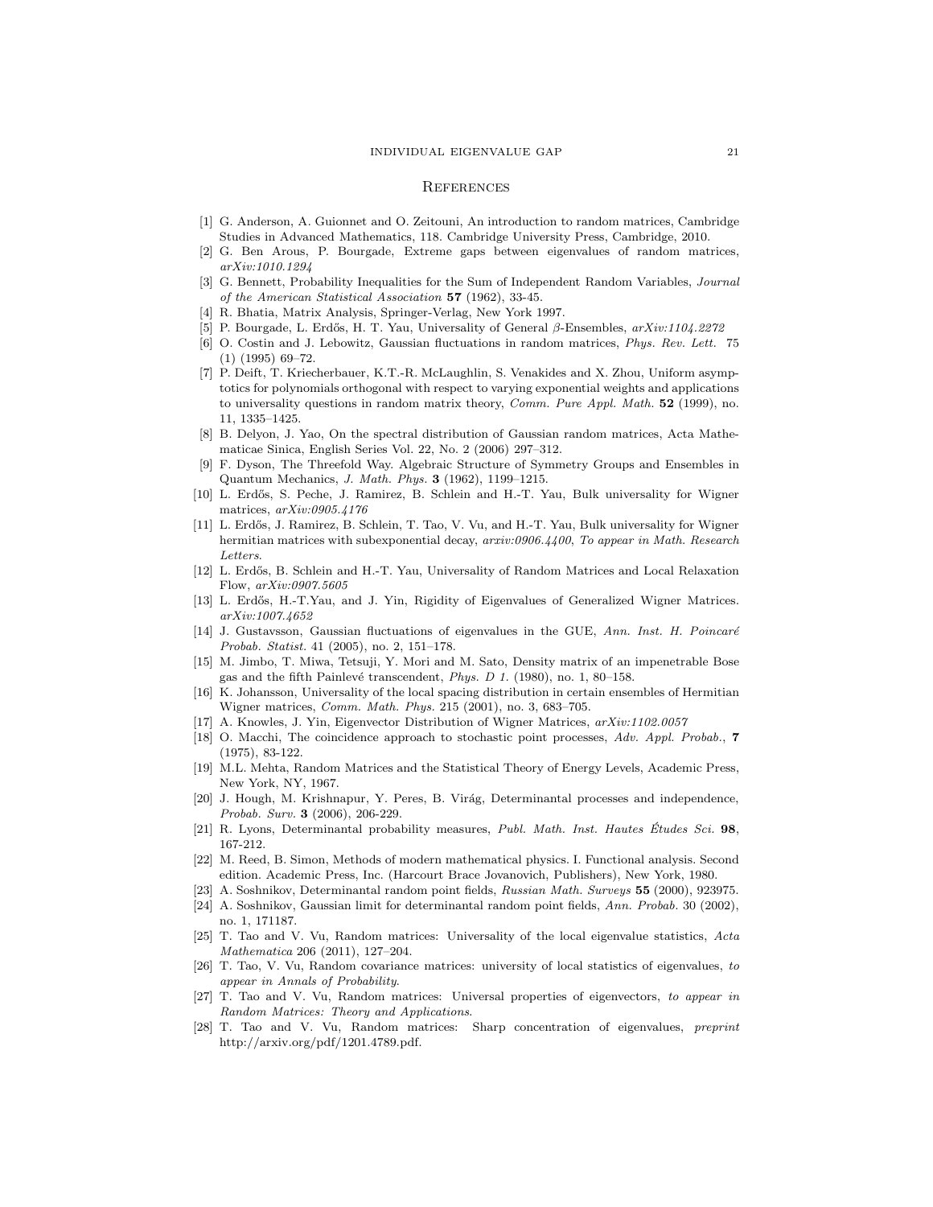## References

[1] G. Anderson, A. Guionnet and O. Zeitouni, An introduction to random matrices, Cambridge Studies in Advanced Mathematics, 118. Cambridge University Press, Cambridge, 2010.

[2] G. Ben Arous, P. Bourgade, Extreme gaps between eigenvalues of random matrices, *arXiv:1010.1294*

[3] G. Bennett, Probability Inequalities for the Sum of Independent Random Variables, *Journal of the American Statistical Association* **57** (1962), 33-45.

[4] R. Bhatia, Matrix Analysis, Springer-Verlag, New York 1997.

[5] P. Bourgade, L. Erdős, H. T. Yau, Universality of General $\beta$-Ensembles, *arXiv:1104.2272*

[6] O. Costin and J. Lebowitz, Gaussian fluctuations in random matrices, *Phys. Rev. Lett.* 75 (1) (1995) 69–72.

[7] P. Deift, T. Kriecherbauer, K.T.-R. McLaughlin, S. Venakides and X. Zhou, Uniform asymptotics for polynomials orthogonal with respect to varying exponential weights and applications to universality questions in random matrix theory, *Comm. Pure Appl. Math.* **52** (1999), no. 11, 1335–1425.

[8] B. Delyon, J. Yao, On the spectral distribution of Gaussian random matrices, Acta Mathematicae Sinica, English Series Vol. 22, No. 2 (2006) 297–312.

[9] F. Dyson, The Threefold Way. Algebraic Structure of Symmetry Groups and Ensembles in Quantum Mechanics, *J. Math. Phys.* **3** (1962), 1199–1215.

[10] L. Erdős, S. Peche, J. Ramirez, B. Schlein and H.-T. Yau, Bulk universality for Wigner matrices, *arXiv:0905.4176*

[11] L. Erdős, J. Ramirez, B. Schlein, T. Tao, V. Vu, and H.-T. Yau, Bulk universality for Wigner hermitian matrices with subexponential decay, *arxiv:0906.4400*, *To appear in Math. Research Letters*.

[12] L. Erdős, B. Schlein and H.-T. Yau, Universality of Random Matrices and Local Relaxation Flow, *arXiv:0907.5605*

[13] L. Erdős, H.-T.Yau, and J. Yin, Rigidity of Eigenvalues of Generalized Wigner Matrices. *arXiv:1007.4652*

[14] J. Gustavsson, Gaussian fluctuations of eigenvalues in the GUE, *Ann. Inst. H. Poincaré Probab. Statist.* 41 (2005), no. 2, 151–178.

[15] M. Jimbo, T. Miwa, Tetsuji, Y. Mori and M. Sato, Density matrix of an impenetrable Bose gas and the fifth Painlevé transcendent, *Phys. D 1.* (1980), no. 1, 80–158.

[16] K. Johansson, Universality of the local spacing distribution in certain ensembles of Hermitian Wigner matrices, *Comm. Math. Phys.* 215 (2001), no. 3, 683–705.

[17] A. Knowles, J. Yin, Eigenvector Distribution of Wigner Matrices, *arXiv:1102.0057*

[18] O. Macchi, The coincidence approach to stochastic point processes, *Adv. Appl. Probab.*, **7** (1975), 83-122.

[19] M.L. Mehta, Random Matrices and the Statistical Theory of Energy Levels, Academic Press, New York, NY, 1967.

[20] J. Hough, M. Krishnapur, Y. Peres, B. Virág, Determinantal processes and independence, *Probab. Surv.* **3** (2006), 206-229.

[21] R. Lyons, Determinantal probability measures, *Publ. Math. Inst. Hautes Études Sci.* **98**, 167-212.

[22] M. Reed, B. Simon, Methods of modern mathematical physics. I. Functional analysis. Second edition. Academic Press, Inc. (Harcourt Brace Jovanovich, Publishers), New York, 1980.

[23] A. Soshnikov, Determinantal random point fields, *Russian Math. Surveys* **55** (2000), 923975.

[24] A. Soshnikov, Gaussian limit for determinantal random point fields, *Ann. Probab.* 30 (2002), no. 1, 171187.

[25] T. Tao and V. Vu, Random matrices: Universality of the local eigenvalue statistics, *Acta Mathematica* 206 (2011), 127–204.

[26] T. Tao, V. Vu, Random covariance matrices: university of local statistics of eigenvalues, *to appear in Annals of Probability*.

[27] T. Tao and V. Vu, Random matrices: Universal properties of eigenvectors, *to appear in Random Matrices: Theory and Applications*.

[28] T. Tao and V. Vu, Random matrices: Sharp concentration of eigenvalues, *preprint* http://arxiv.org/pdf/1201.4789.pdf.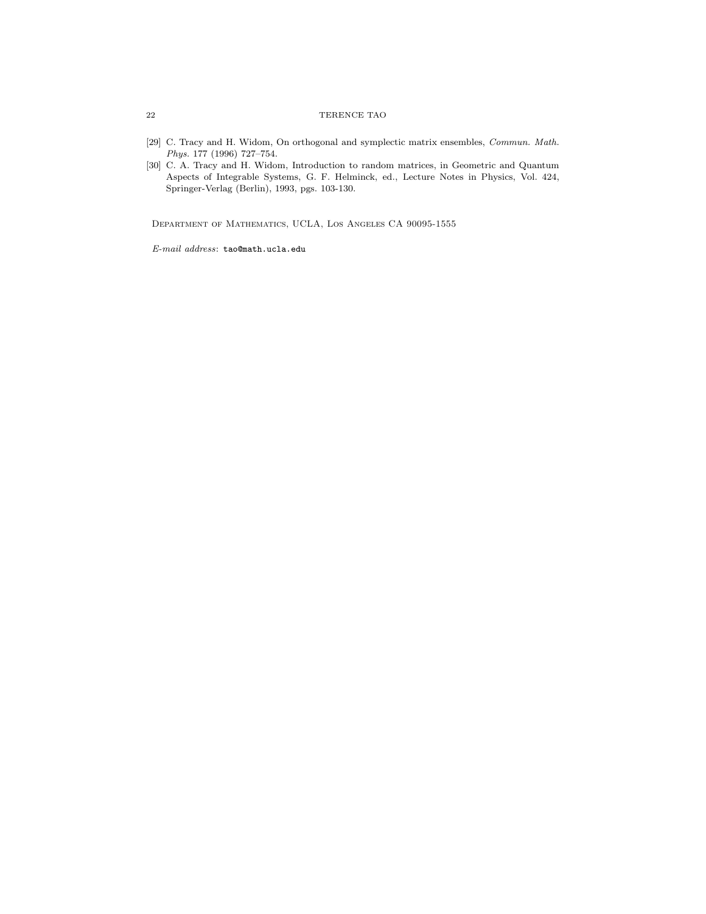[29] C. Tracy and H. Widom, On orthogonal and symplectic matrix ensembles, *Commun. Math. Phys.* 177 (1996) 727–754.

[30] C. A. Tracy and H. Widom, Introduction to random matrices, in Geometric and Quantum Aspects of Integrable Systems, G. F. Helminck, ed., Lecture Notes in Physics, Vol. 424, Springer-Verlag (Berlin), 1993, pgs. 103-130.

Department of Mathematics, UCLA, Los Angeles CA 90095-1555

*E-mail address*: `tao@math.ucla.edu`